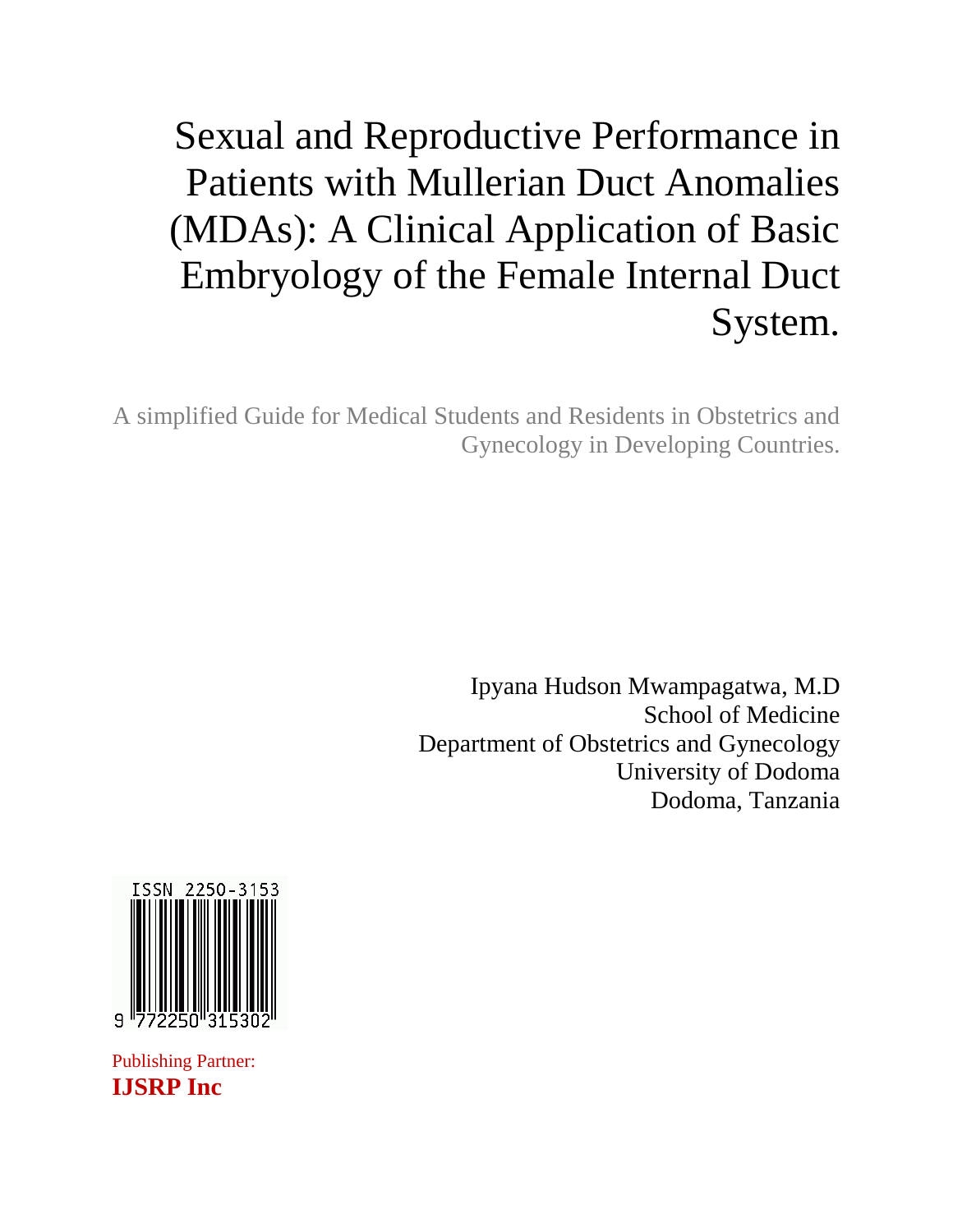# Sexual and Reproductive Performance in Patients with Mullerian Duct Anomalies (MDAs): A Clinical Application of Basic Embryology of the Female Internal Duct System.

A simplified Guide for Medical Students and Residents in Obstetrics and Gynecology in Developing Countries.

Ipyana Hudson Mwampagatwa, M.D
School of Medicine
Department of Obstetrics and Gynecology
University of Dodoma
Dodoma, Tanzania

ISSN 2250-3153

9 772250 315302

Publishing Partner:
**IJSRP Inc**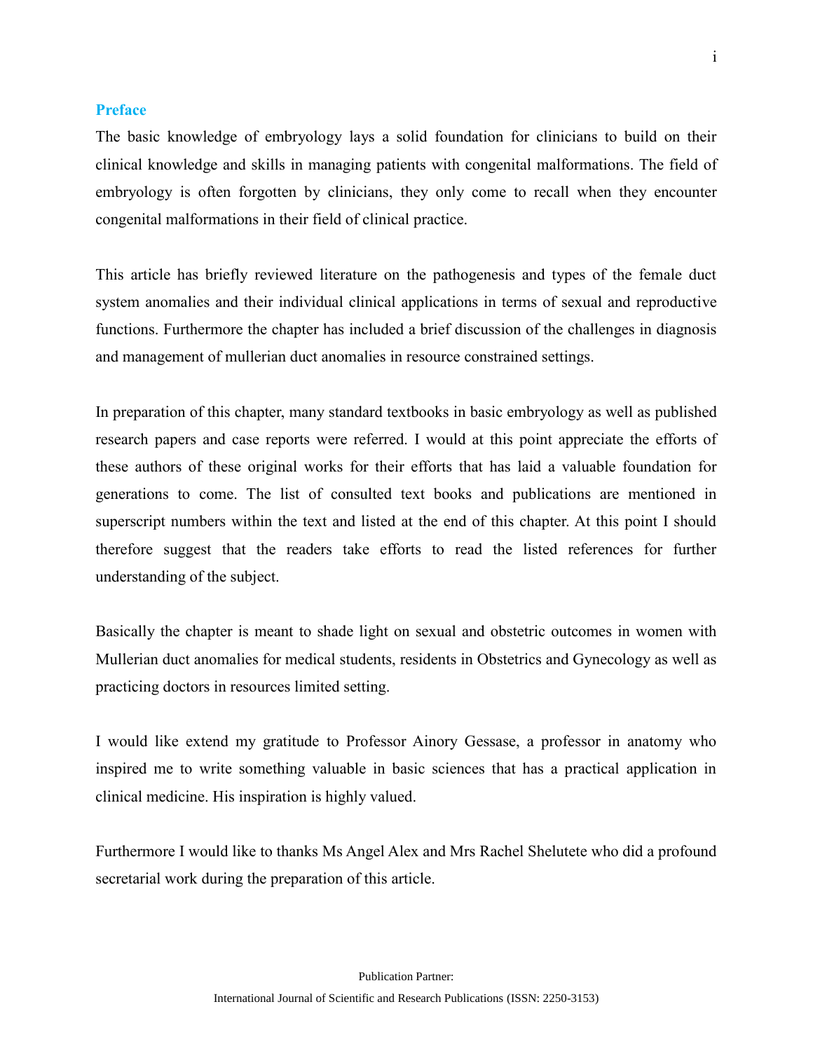## Preface

The basic knowledge of embryology lays a solid foundation for clinicians to build on their clinical knowledge and skills in managing patients with congenital malformations. The field of embryology is often forgotten by clinicians, they only come to recall when they encounter congenital malformations in their field of clinical practice.

This article has briefly reviewed literature on the pathogenesis and types of the female duct system anomalies and their individual clinical applications in terms of sexual and reproductive functions. Furthermore the chapter has included a brief discussion of the challenges in diagnosis and management of mullerian duct anomalies in resource constrained settings.

In preparation of this chapter, many standard textbooks in basic embryology as well as published research papers and case reports were referred. I would at this point appreciate the efforts of these authors of these original works for their efforts that has laid a valuable foundation for generations to come. The list of consulted text books and publications are mentioned in superscript numbers within the text and listed at the end of this chapter. At this point I should therefore suggest that the readers take efforts to read the listed references for further understanding of the subject.

Basically the chapter is meant to shade light on sexual and obstetric outcomes in women with Mullerian duct anomalies for medical students, residents in Obstetrics and Gynecology as well as practicing doctors in resources limited setting.

I would like extend my gratitude to Professor Ainory Gessase, a professor in anatomy who inspired me to write something valuable in basic sciences that has a practical application in clinical medicine. His inspiration is highly valued.

Furthermore I would like to thanks Ms Angel Alex and Mrs Rachel Shelutete who did a profound secretarial work during the preparation of this article.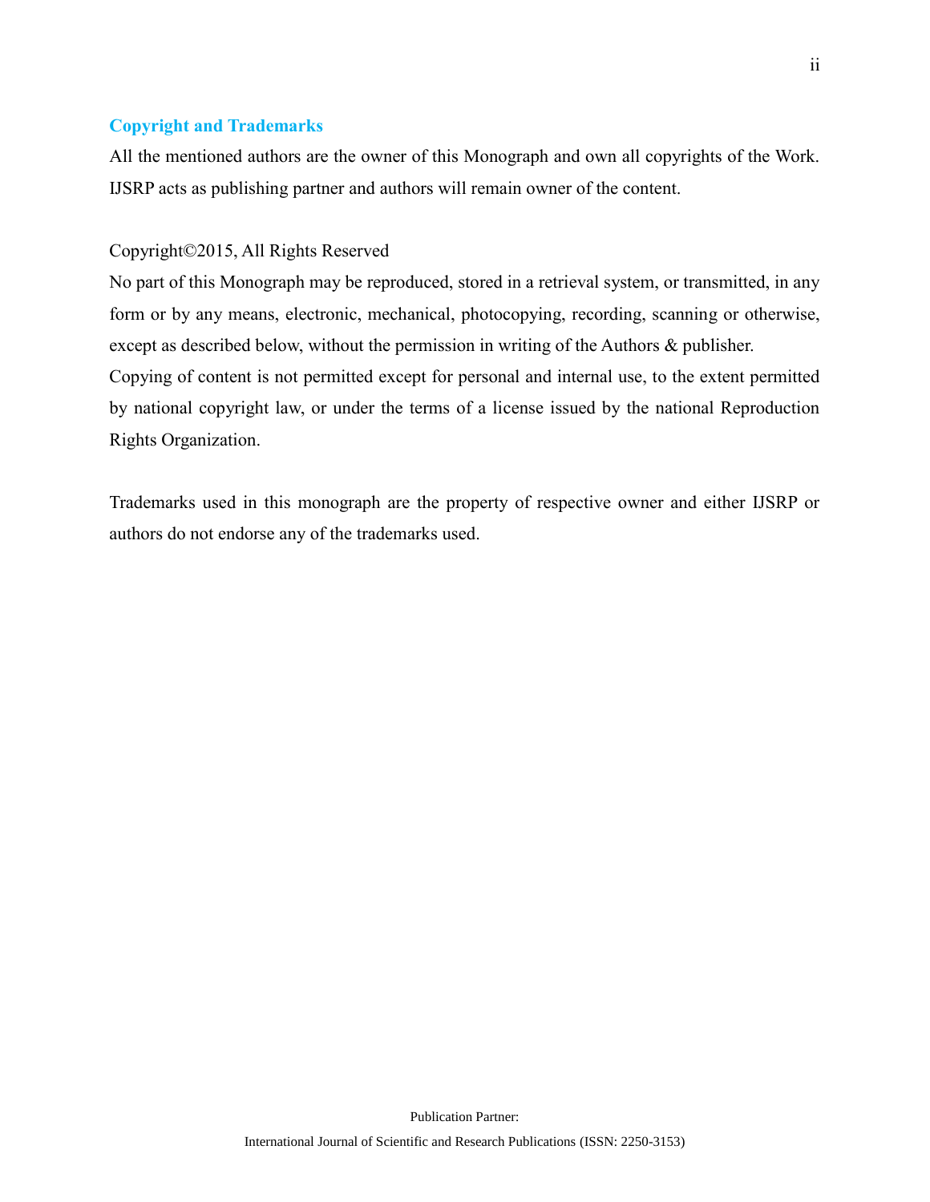## Copyright and Trademarks

All the mentioned authors are the owner of this Monograph and own all copyrights of the Work. IJSRP acts as publishing partner and authors will remain owner of the content.

Copyright©2015, All Rights Reserved

No part of this Monograph may be reproduced, stored in a retrieval system, or transmitted, in any form or by any means, electronic, mechanical, photocopying, recording, scanning or otherwise, except as described below, without the permission in writing of the Authors & publisher.

Copying of content is not permitted except for personal and internal use, to the extent permitted by national copyright law, or under the terms of a license issued by the national Reproduction Rights Organization.

Trademarks used in this monograph are the property of respective owner and either IJSRP or authors do not endorse any of the trademarks used.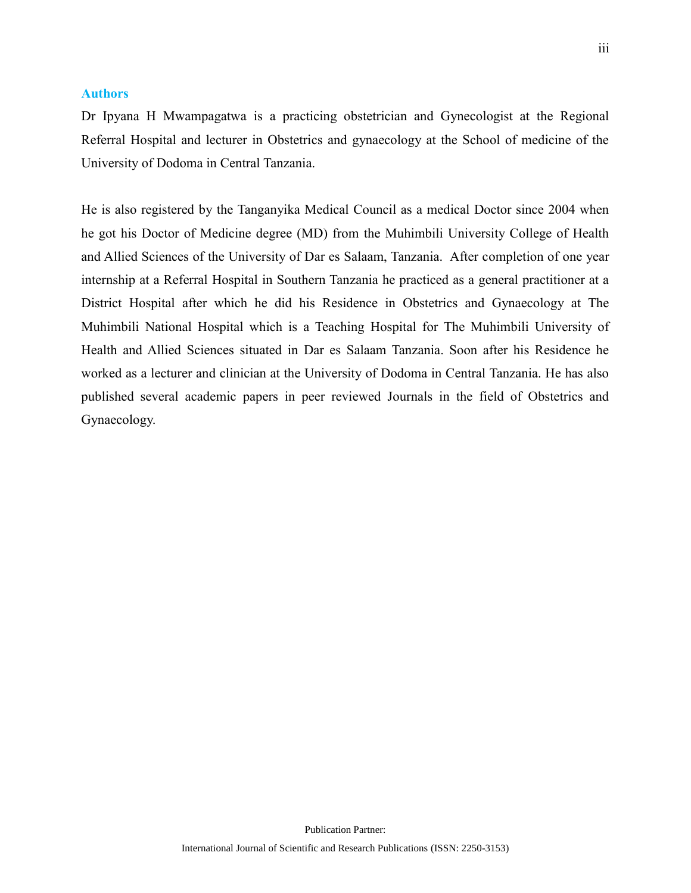## Authors

Dr Ipyana H Mwampagatwa is a practicing obstetrician and Gynecologist at the Regional Referral Hospital and lecturer in Obstetrics and gynaecology at the School of medicine of the University of Dodoma in Central Tanzania.

He is also registered by the Tanganyika Medical Council as a medical Doctor since 2004 when he got his Doctor of Medicine degree (MD) from the Muhimbili University College of Health and Allied Sciences of the University of Dar es Salaam, Tanzania. After completion of one year internship at a Referral Hospital in Southern Tanzania he practiced as a general practitioner at a District Hospital after which he did his Residence in Obstetrics and Gynaecology at The Muhimbili National Hospital which is a Teaching Hospital for The Muhimbili University of Health and Allied Sciences situated in Dar es Salaam Tanzania. Soon after his Residence he worked as a lecturer and clinician at the University of Dodoma in Central Tanzania. He has also published several academic papers in peer reviewed Journals in the field of Obstetrics and Gynaecology.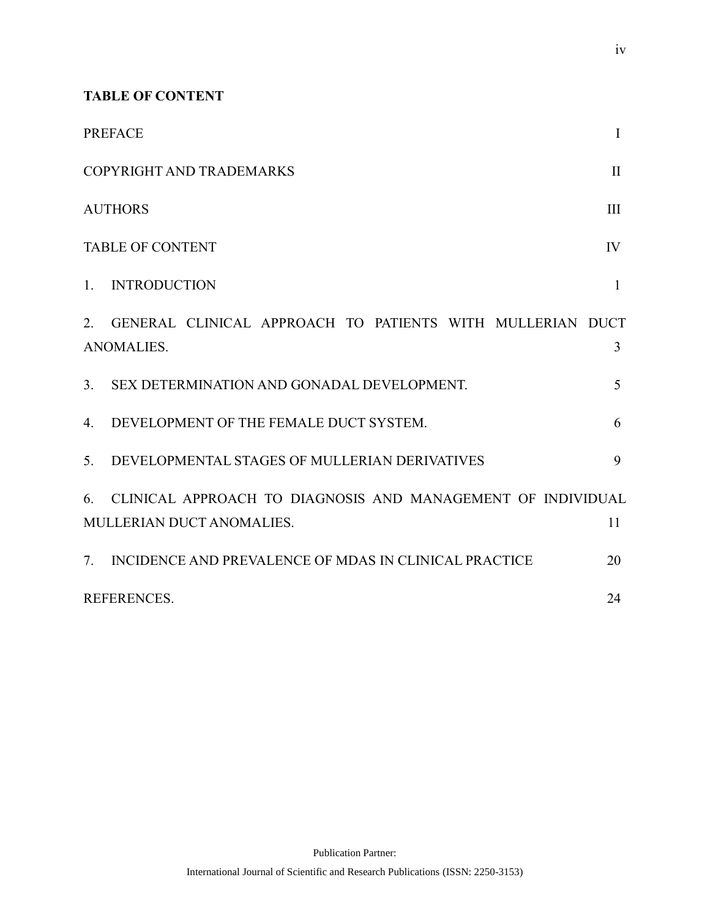**TABLE OF CONTENT**

| | |
|---|---|
| PREFACE | I |
| COPYRIGHT AND TRADEMARKS | II |
| AUTHORS | III |
| TABLE OF CONTENT | IV |
| 1. INTRODUCTION | 1 |
| 2. GENERAL CLINICAL APPROACH TO PATIENTS WITH MULLERIAN DUCT ANOMALIES. | 3 |
| 3. SEX DETERMINATION AND GONADAL DEVELOPMENT. | 5 |
| 4. DEVELOPMENT OF THE FEMALE DUCT SYSTEM. | 6 |
| 5. DEVELOPMENTAL STAGES OF MULLERIAN DERIVATIVES | 9 |
| 6. CLINICAL APPROACH TO DIAGNOSIS AND MANAGEMENT OF INDIVIDUAL MULLERIAN DUCT ANOMALIES. | 11 |
| 7. INCIDENCE AND PREVALENCE OF MDAS IN CLINICAL PRACTICE | 20 |
| REFERENCES. | 24 |

Publication Partner:

International Journal of Scientific and Research Publications (ISSN: 2250-3153)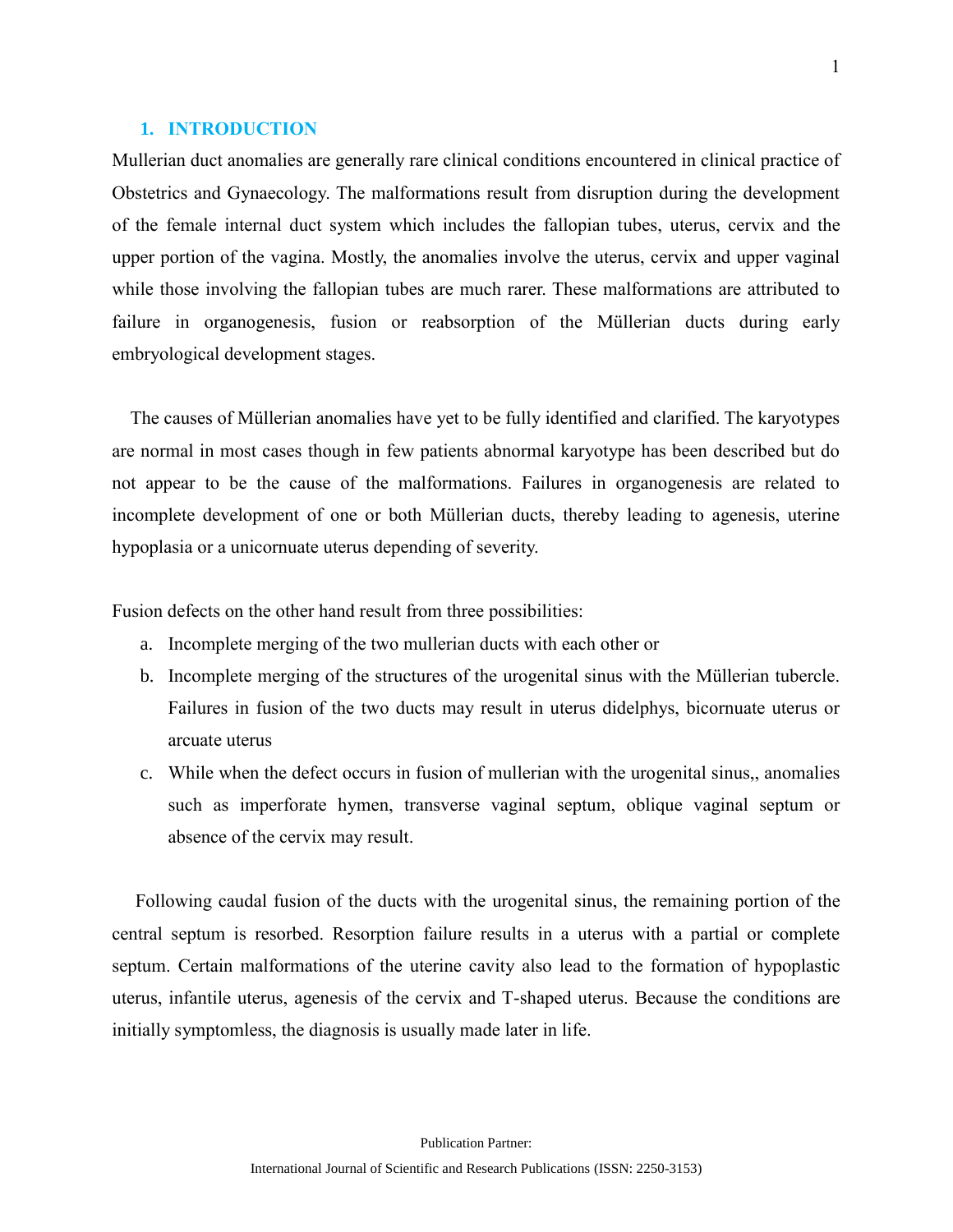## 1. INTRODUCTION

Mullerian duct anomalies are generally rare clinical conditions encountered in clinical practice of Obstetrics and Gynaecology. The malformations result from disruption during the development of the female internal duct system which includes the fallopian tubes, uterus, cervix and the upper portion of the vagina. Mostly, the anomalies involve the uterus, cervix and upper vaginal while those involving the fallopian tubes are much rarer. These malformations are attributed to failure in organogenesis, fusion or reabsorption of the Müllerian ducts during early embryological development stages.

The causes of Müllerian anomalies have yet to be fully identified and clarified. The karyotypes are normal in most cases though in few patients abnormal karyotype has been described but do not appear to be the cause of the malformations. Failures in organogenesis are related to incomplete development of one or both Müllerian ducts, thereby leading to agenesis, uterine hypoplasia or a unicornuate uterus depending of severity.

Fusion defects on the other hand result from three possibilities:

a. Incomplete merging of the two mullerian ducts with each other or
b. Incomplete merging of the structures of the urogenital sinus with the Müllerian tubercle. Failures in fusion of the two ducts may result in uterus didelphys, bicornuate uterus or arcuate uterus
c. While when the defect occurs in fusion of mullerian with the urogenital sinus,, anomalies such as imperforate hymen, transverse vaginal septum, oblique vaginal septum or absence of the cervix may result.

Following caudal fusion of the ducts with the urogenital sinus, the remaining portion of the central septum is resorbed. Resorption failure results in a uterus with a partial or complete septum. Certain malformations of the uterine cavity also lead to the formation of hypoplastic uterus, infantile uterus, agenesis of the cervix and T-shaped uterus. Because the conditions are initially symptomless, the diagnosis is usually made later in life.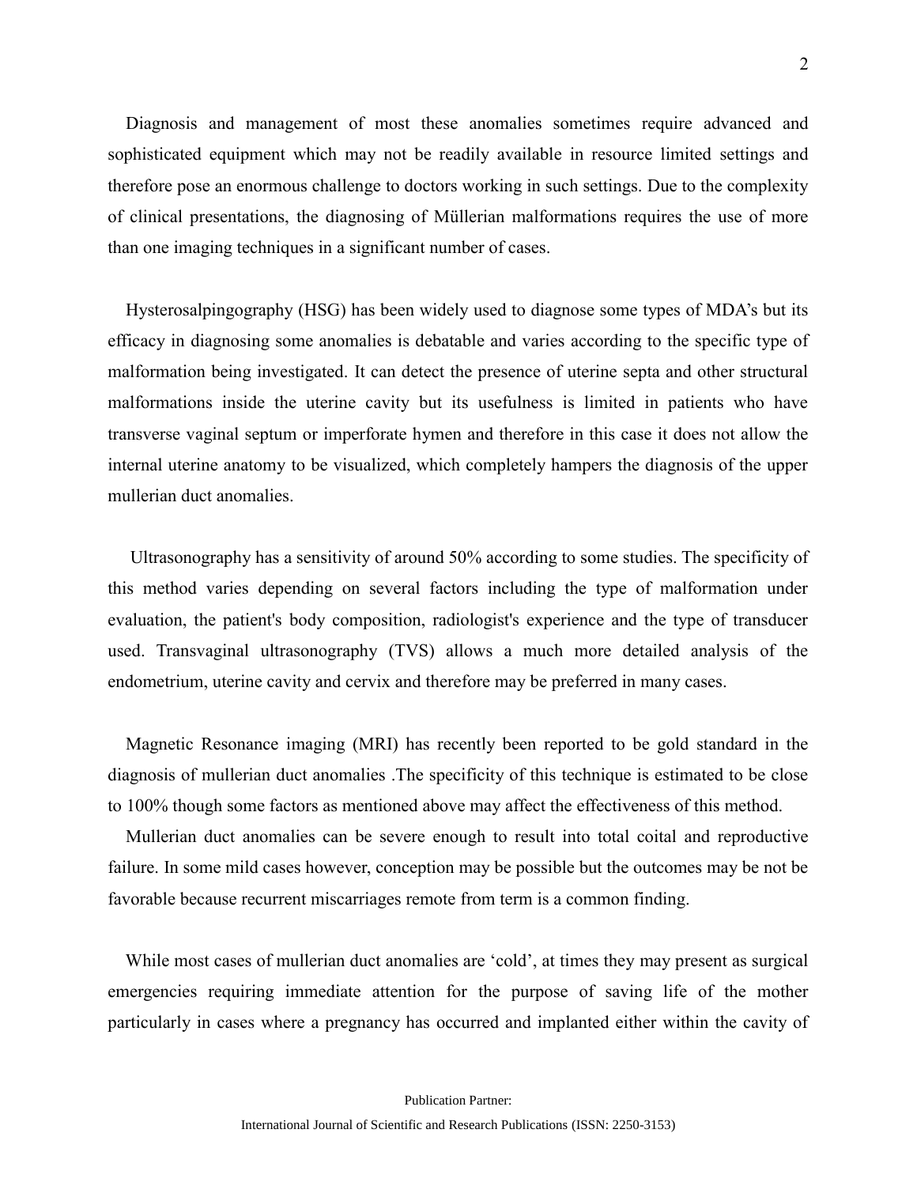Diagnosis and management of most these anomalies sometimes require advanced and sophisticated equipment which may not be readily available in resource limited settings and therefore pose an enormous challenge to doctors working in such settings. Due to the complexity of clinical presentations, the diagnosing of Müllerian malformations requires the use of more than one imaging techniques in a significant number of cases.

Hysterosalpingography (HSG) has been widely used to diagnose some types of MDA's but its efficacy in diagnosing some anomalies is debatable and varies according to the specific type of malformation being investigated. It can detect the presence of uterine septa and other structural malformations inside the uterine cavity but its usefulness is limited in patients who have transverse vaginal septum or imperforate hymen and therefore in this case it does not allow the internal uterine anatomy to be visualized, which completely hampers the diagnosis of the upper mullerian duct anomalies.

Ultrasonography has a sensitivity of around 50% according to some studies. The specificity of this method varies depending on several factors including the type of malformation under evaluation, the patient's body composition, radiologist's experience and the type of transducer used. Transvaginal ultrasonography (TVS) allows a much more detailed analysis of the endometrium, uterine cavity and cervix and therefore may be preferred in many cases.

Magnetic Resonance imaging (MRI) has recently been reported to be gold standard in the diagnosis of mullerian duct anomalies .The specificity of this technique is estimated to be close to 100% though some factors as mentioned above may affect the effectiveness of this method.

Mullerian duct anomalies can be severe enough to result into total coital and reproductive failure. In some mild cases however, conception may be possible but the outcomes may be not be favorable because recurrent miscarriages remote from term is a common finding.

While most cases of mullerian duct anomalies are 'cold', at times they may present as surgical emergencies requiring immediate attention for the purpose of saving life of the mother particularly in cases where a pregnancy has occurred and implanted either within the cavity of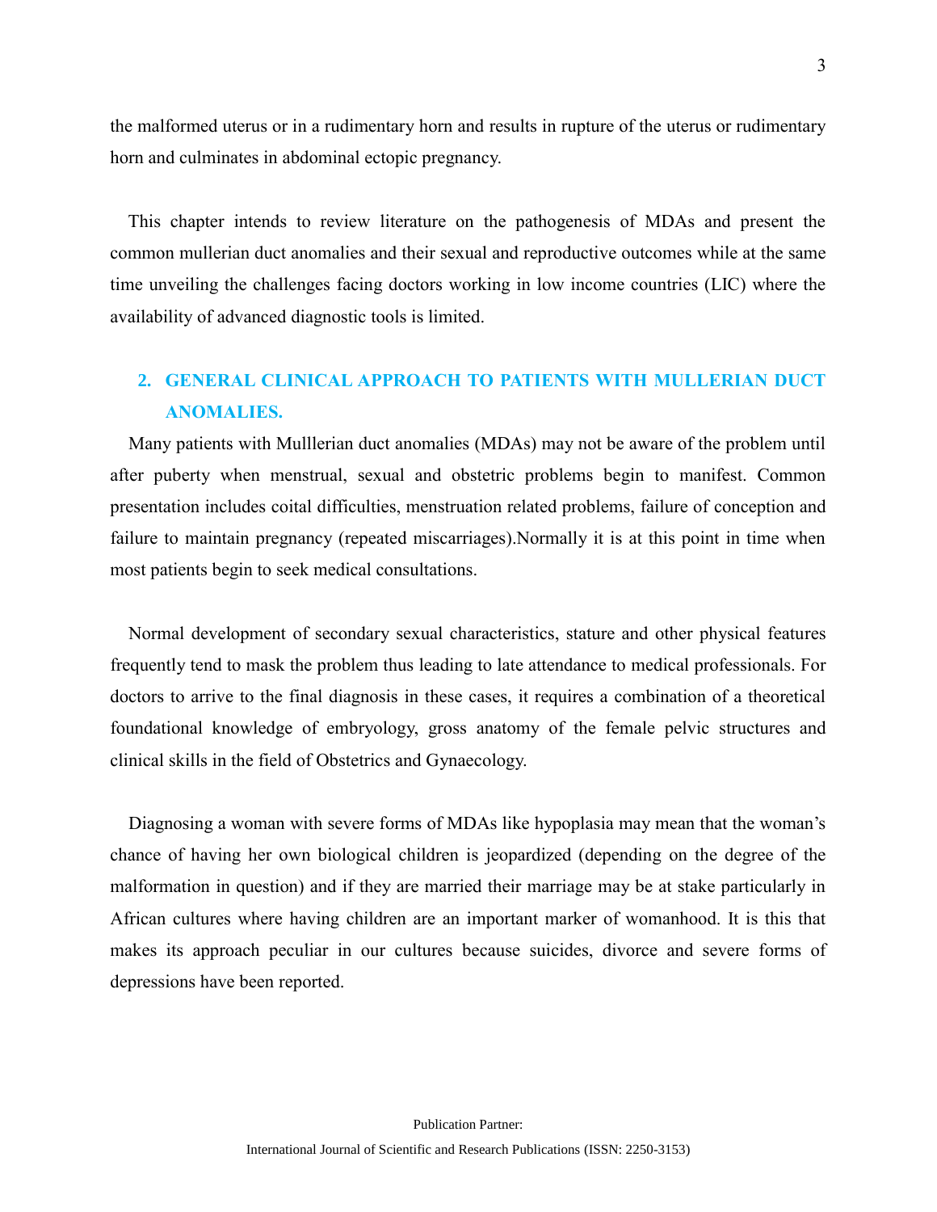the malformed uterus or in a rudimentary horn and results in rupture of the uterus or rudimentary horn and culminates in abdominal ectopic pregnancy.

This chapter intends to review literature on the pathogenesis of MDAs and present the common mullerian duct anomalies and their sexual and reproductive outcomes while at the same time unveiling the challenges facing doctors working in low income countries (LIC) where the availability of advanced diagnostic tools is limited.

## 2. GENERAL CLINICAL APPROACH TO PATIENTS WITH MULLERIAN DUCT ANOMALIES.

Many patients with Mulllerian duct anomalies (MDAs) may not be aware of the problem until after puberty when menstrual, sexual and obstetric problems begin to manifest. Common presentation includes coital difficulties, menstruation related problems, failure of conception and failure to maintain pregnancy (repeated miscarriages).Normally it is at this point in time when most patients begin to seek medical consultations.

Normal development of secondary sexual characteristics, stature and other physical features frequently tend to mask the problem thus leading to late attendance to medical professionals. For doctors to arrive to the final diagnosis in these cases, it requires a combination of a theoretical foundational knowledge of embryology, gross anatomy of the female pelvic structures and clinical skills in the field of Obstetrics and Gynaecology.

Diagnosing a woman with severe forms of MDAs like hypoplasia may mean that the woman's chance of having her own biological children is jeopardized (depending on the degree of the malformation in question) and if they are married their marriage may be at stake particularly in African cultures where having children are an important marker of womanhood. It is this that makes its approach peculiar in our cultures because suicides, divorce and severe forms of depressions have been reported.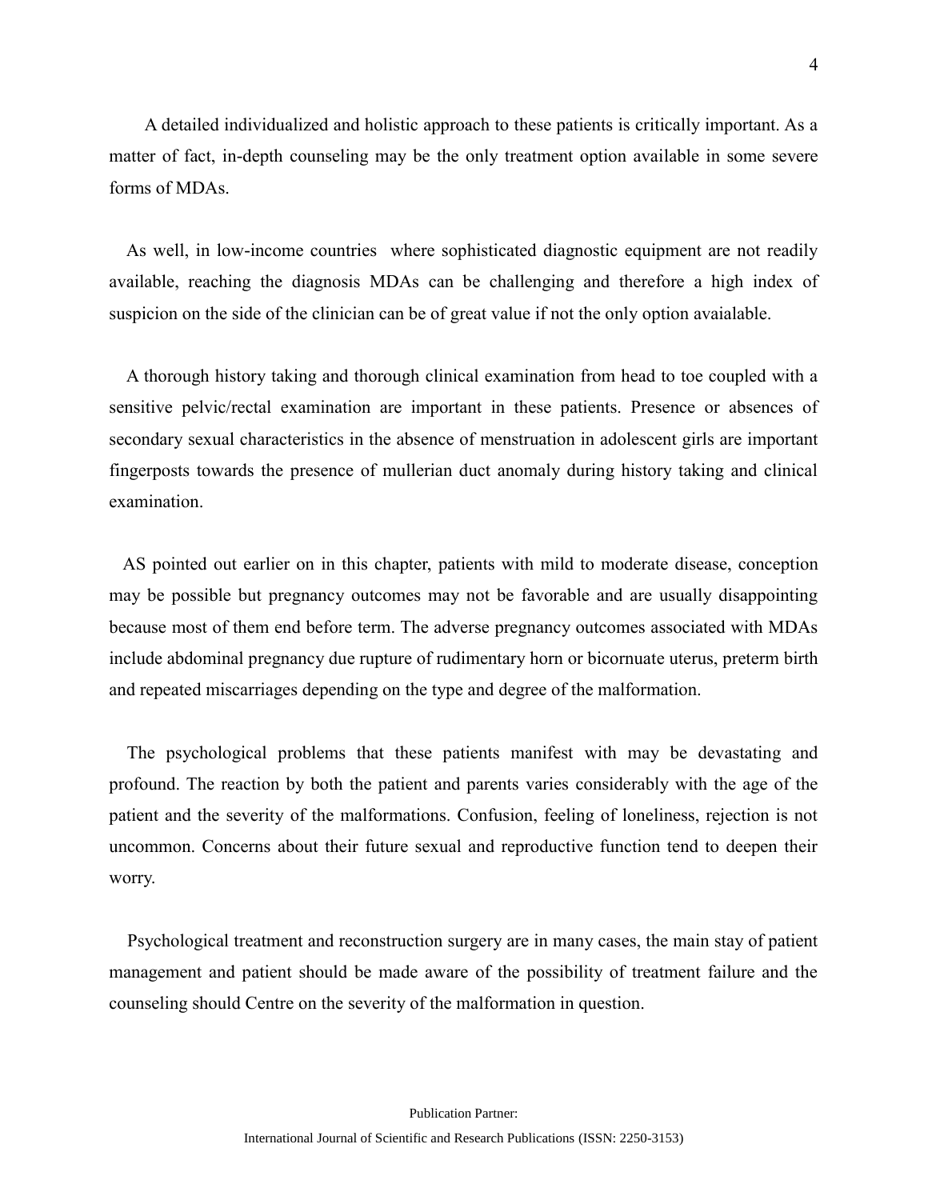A detailed individualized and holistic approach to these patients is critically important. As a matter of fact, in-depth counseling may be the only treatment option available in some severe forms of MDAs.

As well, in low-income countries where sophisticated diagnostic equipment are not readily available, reaching the diagnosis MDAs can be challenging and therefore a high index of suspicion on the side of the clinician can be of great value if not the only option avaialable.

A thorough history taking and thorough clinical examination from head to toe coupled with a sensitive pelvic/rectal examination are important in these patients. Presence or absences of secondary sexual characteristics in the absence of menstruation in adolescent girls are important fingerposts towards the presence of mullerian duct anomaly during history taking and clinical examination.

AS pointed out earlier on in this chapter, patients with mild to moderate disease, conception may be possible but pregnancy outcomes may not be favorable and are usually disappointing because most of them end before term. The adverse pregnancy outcomes associated with MDAs include abdominal pregnancy due rupture of rudimentary horn or bicornuate uterus, preterm birth and repeated miscarriages depending on the type and degree of the malformation.

The psychological problems that these patients manifest with may be devastating and profound. The reaction by both the patient and parents varies considerably with the age of the patient and the severity of the malformations. Confusion, feeling of loneliness, rejection is not uncommon. Concerns about their future sexual and reproductive function tend to deepen their worry.

Psychological treatment and reconstruction surgery are in many cases, the main stay of patient management and patient should be made aware of the possibility of treatment failure and the counseling should Centre on the severity of the malformation in question.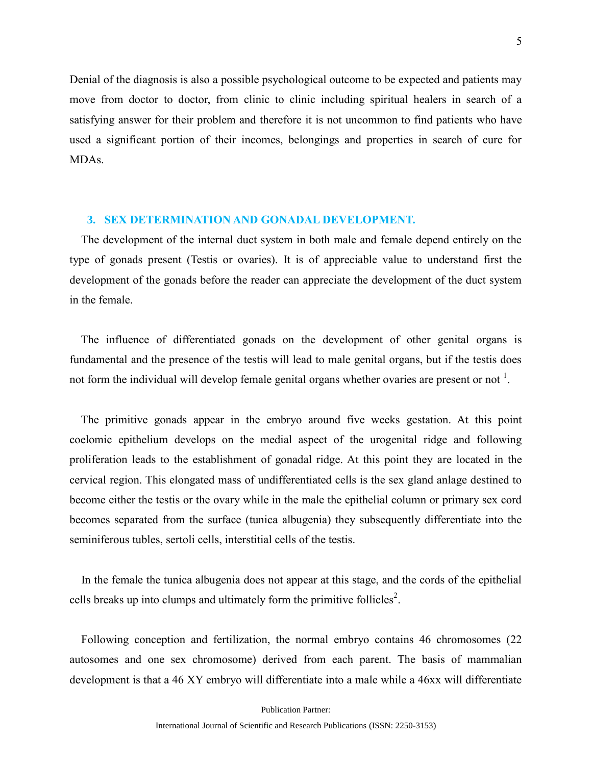Denial of the diagnosis is also a possible psychological outcome to be expected and patients may move from doctor to doctor, from clinic to clinic including spiritual healers in search of a satisfying answer for their problem and therefore it is not uncommon to find patients who have used a significant portion of their incomes, belongings and properties in search of cure for MDAs.

## 3. SEX DETERMINATION AND GONADAL DEVELOPMENT.

The development of the internal duct system in both male and female depend entirely on the type of gonads present (Testis or ovaries). It is of appreciable value to understand first the development of the gonads before the reader can appreciate the development of the duct system in the female.

The influence of differentiated gonads on the development of other genital organs is fundamental and the presence of the testis will lead to male genital organs, but if the testis does not form the individual will develop female genital organs whether ovaries are present or not [1].

The primitive gonads appear in the embryo around five weeks gestation. At this point coelomic epithelium develops on the medial aspect of the urogenital ridge and following proliferation leads to the establishment of gonadal ridge. At this point they are located in the cervical region. This elongated mass of undifferentiated cells is the sex gland anlage destined to become either the testis or the ovary while in the male the epithelial column or primary sex cord becomes separated from the surface (tunica albugenia) they subsequently differentiate into the seminiferous tubles, sertoli cells, interstitial cells of the testis.

In the female the tunica albugenia does not appear at this stage, and the cords of the epithelial cells breaks up into clumps and ultimately form the primitive follicles[2].

Following conception and fertilization, the normal embryo contains 46 chromosomes (22 autosomes and one sex chromosome) derived from each parent. The basis of mammalian development is that a 46 XY embryo will differentiate into a male while a 46xx will differentiate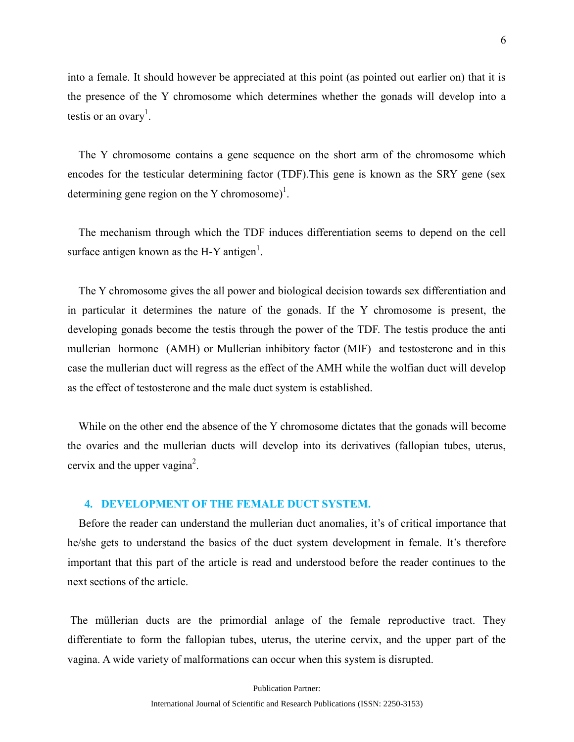into a female. It should however be appreciated at this point (as pointed out earlier on) that it is the presence of the Y chromosome which determines whether the gonads will develop into a testis or an ovary[1].

The Y chromosome contains a gene sequence on the short arm of the chromosome which encodes for the testicular determining factor (TDF).This gene is known as the SRY gene (sex determining gene region on the Y chromosome)[1].

The mechanism through which the TDF induces differentiation seems to depend on the cell surface antigen known as the H-Y antigen[1].

The Y chromosome gives the all power and biological decision towards sex differentiation and in particular it determines the nature of the gonads. If the Y chromosome is present, the developing gonads become the testis through the power of the TDF. The testis produce the anti mullerian hormone (AMH) or Mullerian inhibitory factor (MIF) and testosterone and in this case the mullerian duct will regress as the effect of the AMH while the wolfian duct will develop as the effect of testosterone and the male duct system is established.

While on the other end the absence of the Y chromosome dictates that the gonads will become the ovaries and the mullerian ducts will develop into its derivatives (fallopian tubes, uterus, cervix and the upper vagina[2].

## 4. DEVELOPMENT OF THE FEMALE DUCT SYSTEM.

Before the reader can understand the mullerian duct anomalies, it's of critical importance that he/she gets to understand the basics of the duct system development in female. It's therefore important that this part of the article is read and understood before the reader continues to the next sections of the article.

The müllerian ducts are the primordial anlage of the female reproductive tract. They differentiate to form the fallopian tubes, uterus, the uterine cervix, and the upper part of the vagina. A wide variety of malformations can occur when this system is disrupted.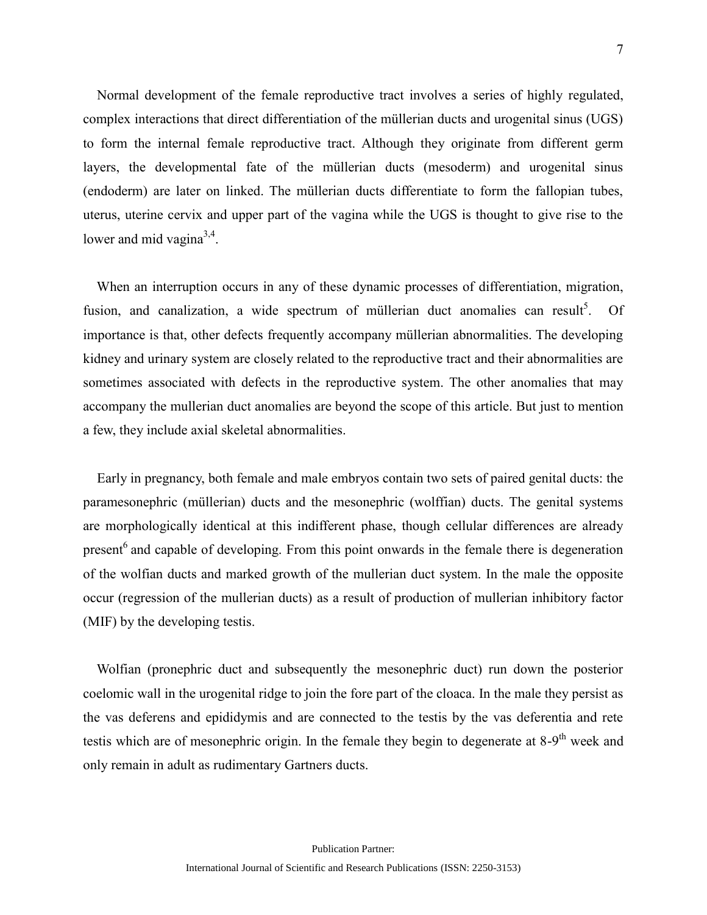Normal development of the female reproductive tract involves a series of highly regulated, complex interactions that direct differentiation of the müllerian ducts and urogenital sinus (UGS) to form the internal female reproductive tract. Although they originate from different germ layers, the developmental fate of the müllerian ducts (mesoderm) and urogenital sinus (endoderm) are later on linked. The müllerian ducts differentiate to form the fallopian tubes, uterus, uterine cervix and upper part of the vagina while the UGS is thought to give rise to the lower and mid vagina[3,4].

When an interruption occurs in any of these dynamic processes of differentiation, migration, fusion, and canalization, a wide spectrum of müllerian duct anomalies can result[5]. Of importance is that, other defects frequently accompany müllerian abnormalities. The developing kidney and urinary system are closely related to the reproductive tract and their abnormalities are sometimes associated with defects in the reproductive system. The other anomalies that may accompany the mullerian duct anomalies are beyond the scope of this article. But just to mention a few, they include axial skeletal abnormalities.

Early in pregnancy, both female and male embryos contain two sets of paired genital ducts: the paramesonephric (müllerian) ducts and the mesonephric (wolffian) ducts. The genital systems are morphologically identical at this indifferent phase, though cellular differences are already present[6] and capable of developing. From this point onwards in the female there is degeneration of the wolfian ducts and marked growth of the mullerian duct system. In the male the opposite occur (regression of the mullerian ducts) as a result of production of mullerian inhibitory factor (MIF) by the developing testis.

Wolfian (pronephric duct and subsequently the mesonephric duct) run down the posterior coelomic wall in the urogenital ridge to join the fore part of the cloaca. In the male they persist as the vas deferens and epididymis and are connected to the testis by the vas deferentia and rete testis which are of mesonephric origin. In the female they begin to degenerate at 8-9th week and only remain in adult as rudimentary Gartners ducts.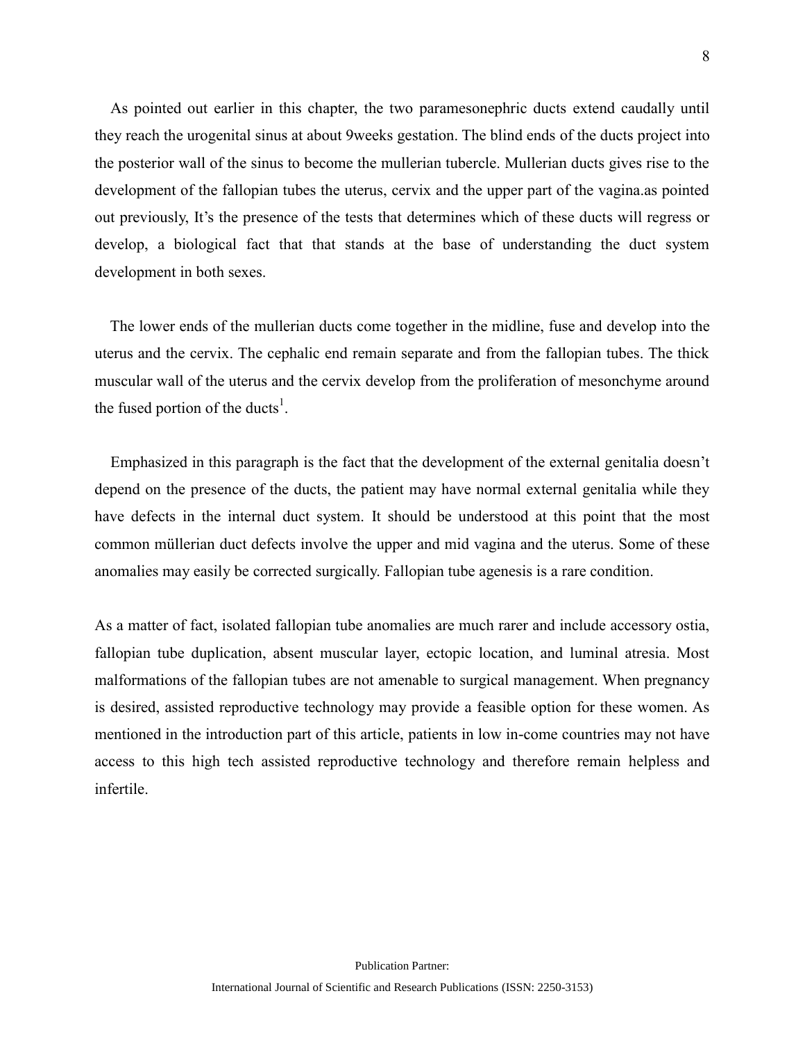As pointed out earlier in this chapter, the two paramesonephric ducts extend caudally until they reach the urogenital sinus at about 9weeks gestation. The blind ends of the ducts project into the posterior wall of the sinus to become the mullerian tubercle. Mullerian ducts gives rise to the development of the fallopian tubes the uterus, cervix and the upper part of the vagina.as pointed out previously, It's the presence of the tests that determines which of these ducts will regress or develop, a biological fact that that stands at the base of understanding the duct system development in both sexes.

The lower ends of the mullerian ducts come together in the midline, fuse and develop into the uterus and the cervix. The cephalic end remain separate and from the fallopian tubes. The thick muscular wall of the uterus and the cervix develop from the proliferation of mesonchyme around the fused portion of the ducts[1].

Emphasized in this paragraph is the fact that the development of the external genitalia doesn't depend on the presence of the ducts, the patient may have normal external genitalia while they have defects in the internal duct system. It should be understood at this point that the most common müllerian duct defects involve the upper and mid vagina and the uterus. Some of these anomalies may easily be corrected surgically. Fallopian tube agenesis is a rare condition.

As a matter of fact, isolated fallopian tube anomalies are much rarer and include accessory ostia, fallopian tube duplication, absent muscular layer, ectopic location, and luminal atresia. Most malformations of the fallopian tubes are not amenable to surgical management. When pregnancy is desired, assisted reproductive technology may provide a feasible option for these women. As mentioned in the introduction part of this article, patients in low in-come countries may not have access to this high tech assisted reproductive technology and therefore remain helpless and infertile.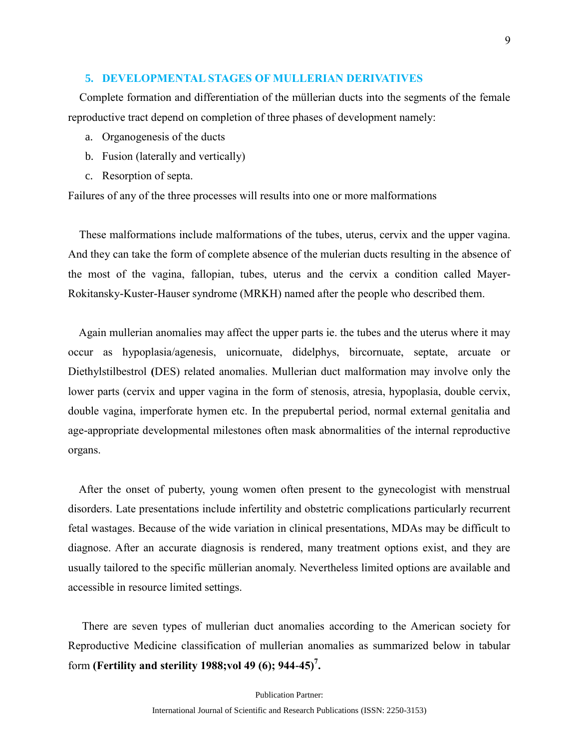## 5. DEVELOPMENTAL STAGES OF MULLERIAN DERIVATIVES

Complete formation and differentiation of the müllerian ducts into the segments of the female reproductive tract depend on completion of three phases of development namely:

a. Organogenesis of the ducts
b. Fusion (laterally and vertically)
c. Resorption of septa.

Failures of any of the three processes will results into one or more malformations

These malformations include malformations of the tubes, uterus, cervix and the upper vagina. And they can take the form of complete absence of the mulerian ducts resulting in the absence of the most of the vagina, fallopian, tubes, uterus and the cervix a condition called Mayer-Rokitansky-Kuster-Hauser syndrome (MRKH) named after the people who described them.

Again mullerian anomalies may affect the upper parts ie. the tubes and the uterus where it may occur as hypoplasia/agenesis, unicornuate, didelphys, bircornuate, septate, arcuate or Diethylstilbestrol **(**DES) related anomalies. Mullerian duct malformation may involve only the lower parts (cervix and upper vagina in the form of stenosis, atresia, hypoplasia, double cervix, double vagina, imperforate hymen etc. In the prepubertal period, normal external genitalia and age-appropriate developmental milestones often mask abnormalities of the internal reproductive organs.

After the onset of puberty, young women often present to the gynecologist with menstrual disorders. Late presentations include infertility and obstetric complications particularly recurrent fetal wastages. Because of the wide variation in clinical presentations, MDAs may be difficult to diagnose. After an accurate diagnosis is rendered, many treatment options exist, and they are usually tailored to the specific müllerian anomaly. Nevertheless limited options are available and accessible in resource limited settings.

There are seven types of mullerian duct anomalies according to the American society for Reproductive Medicine classification of mullerian anomalies as summarized below in tabular form **(Fertility and sterility 1988;vol 49 (6); 944-45)[7].**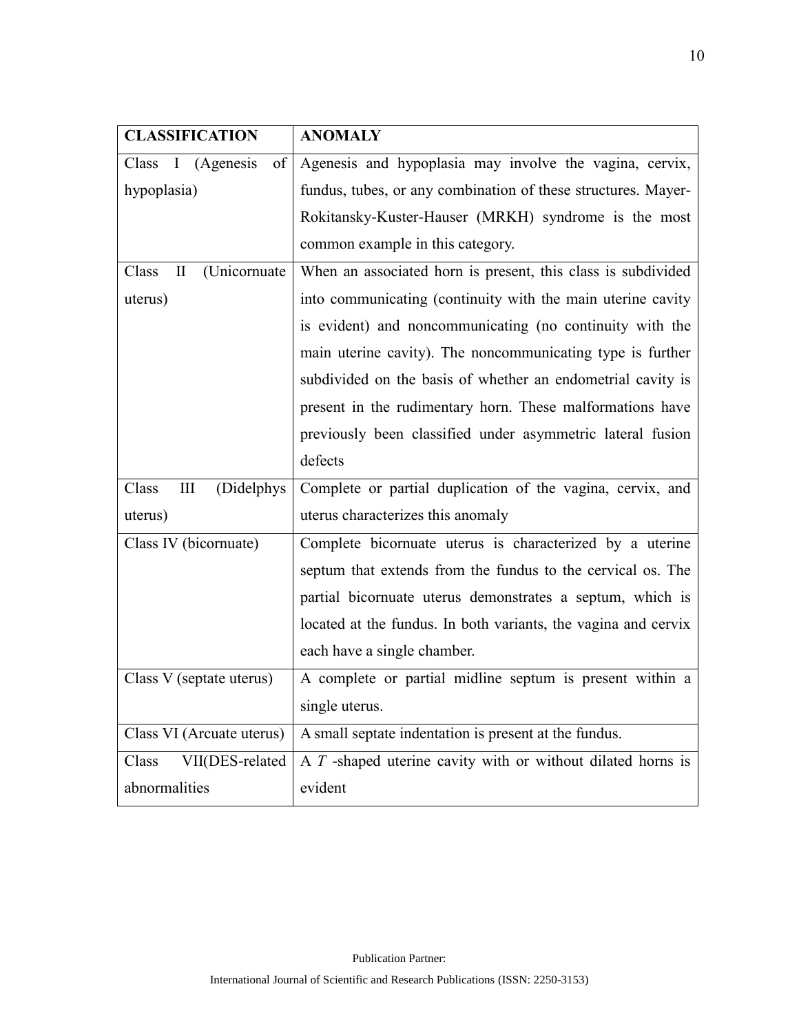| CLASSIFICATION | ANOMALY |
| --- | --- |
| Class I (Agenesis of hypoplasia) | Agenesis and hypoplasia may involve the vagina, cervix, fundus, tubes, or any combination of these structures. Mayer-Rokitansky-Kuster-Hauser (MRKH) syndrome is the most common example in this category. |
| Class II (Unicornuate uterus) | When an associated horn is present, this class is subdivided into communicating (continuity with the main uterine cavity is evident) and noncommunicating (no continuity with the main uterine cavity). The noncommunicating type is further subdivided on the basis of whether an endometrial cavity is present in the rudimentary horn. These malformations have previously been classified under asymmetric lateral fusion defects |
| Class III (Didelphys uterus) | Complete or partial duplication of the vagina, cervix, and uterus characterizes this anomaly |
| Class IV (bicornuate) | Complete bicornuate uterus is characterized by a uterine septum that extends from the fundus to the cervical os. The partial bicornuate uterus demonstrates a septum, which is located at the fundus. In both variants, the vagina and cervix each have a single chamber. |
| Class V (septate uterus) | A complete or partial midline septum is present within a single uterus. |
| Class VI (Arcuate uterus) | A small septate indentation is present at the fundus. |
| Class VII(DES-related abnormalities | A *T* -shaped uterine cavity with or without dilated horns is evident |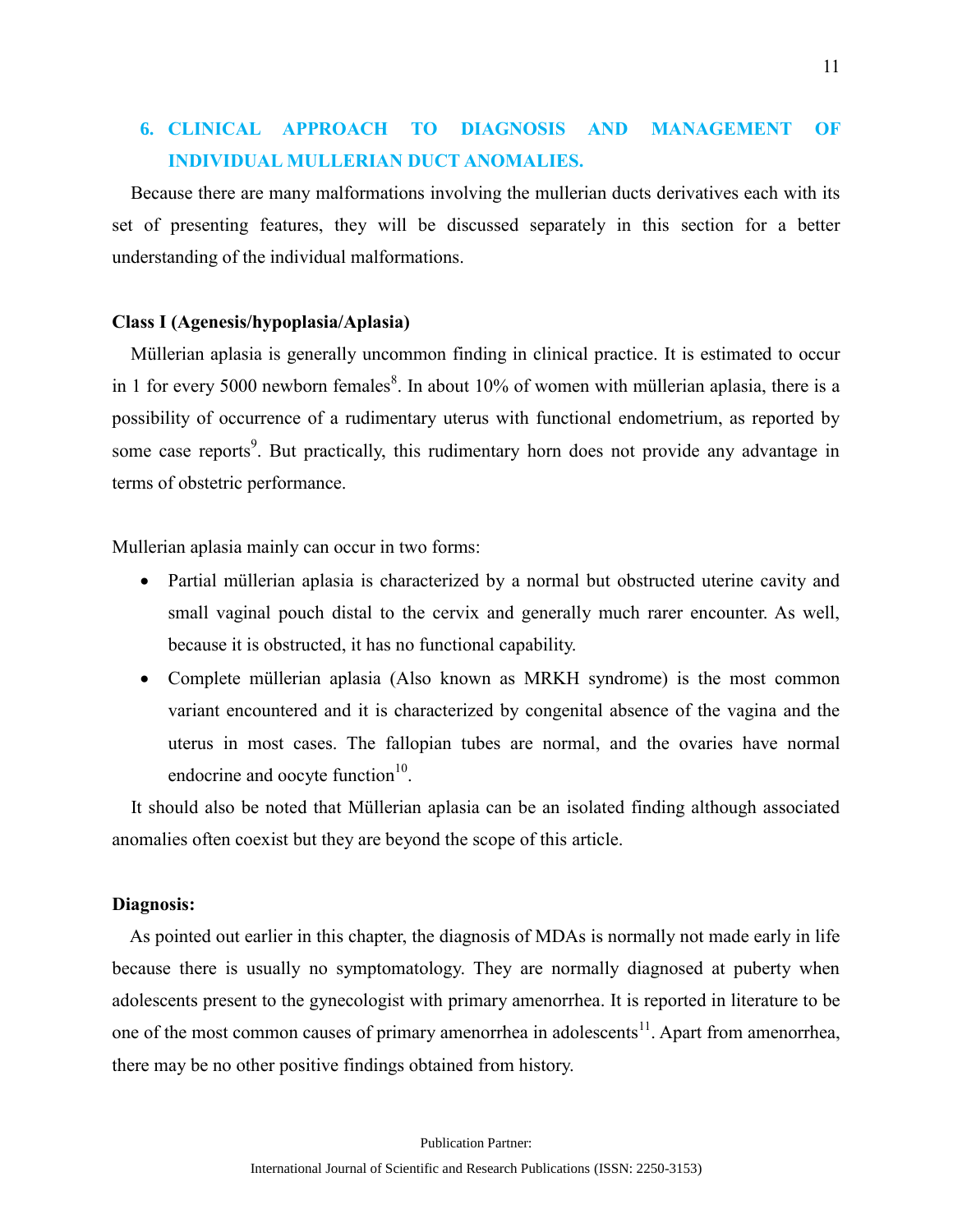## 6. CLINICAL APPROACH TO DIAGNOSIS AND MANAGEMENT OF INDIVIDUAL MULLERIAN DUCT ANOMALIES.

Because there are many malformations involving the mullerian ducts derivatives each with its set of presenting features, they will be discussed separately in this section for a better understanding of the individual malformations.

**Class I (Agenesis/hypoplasia/Aplasia)**

Müllerian aplasia is generally uncommon finding in clinical practice. It is estimated to occur in 1 for every 5000 newborn females[8]. In about 10% of women with müllerian aplasia, there is a possibility of occurrence of a rudimentary uterus with functional endometrium, as reported by some case reports[9]. But practically, this rudimentary horn does not provide any advantage in terms of obstetric performance.

Mullerian aplasia mainly can occur in two forms:

- Partial müllerian aplasia is characterized by a normal but obstructed uterine cavity and small vaginal pouch distal to the cervix and generally much rarer encounter. As well, because it is obstructed, it has no functional capability.
- Complete müllerian aplasia (Also known as MRKH syndrome) is the most common variant encountered and it is characterized by congenital absence of the vagina and the uterus in most cases. The fallopian tubes are normal, and the ovaries have normal endocrine and oocyte function[10].

It should also be noted that Müllerian aplasia can be an isolated finding although associated anomalies often coexist but they are beyond the scope of this article.

**Diagnosis:**

As pointed out earlier in this chapter, the diagnosis of MDAs is normally not made early in life because there is usually no symptomatology. They are normally diagnosed at puberty when adolescents present to the gynecologist with primary amenorrhea. It is reported in literature to be one of the most common causes of primary amenorrhea in adolescents[11]. Apart from amenorrhea, there may be no other positive findings obtained from history.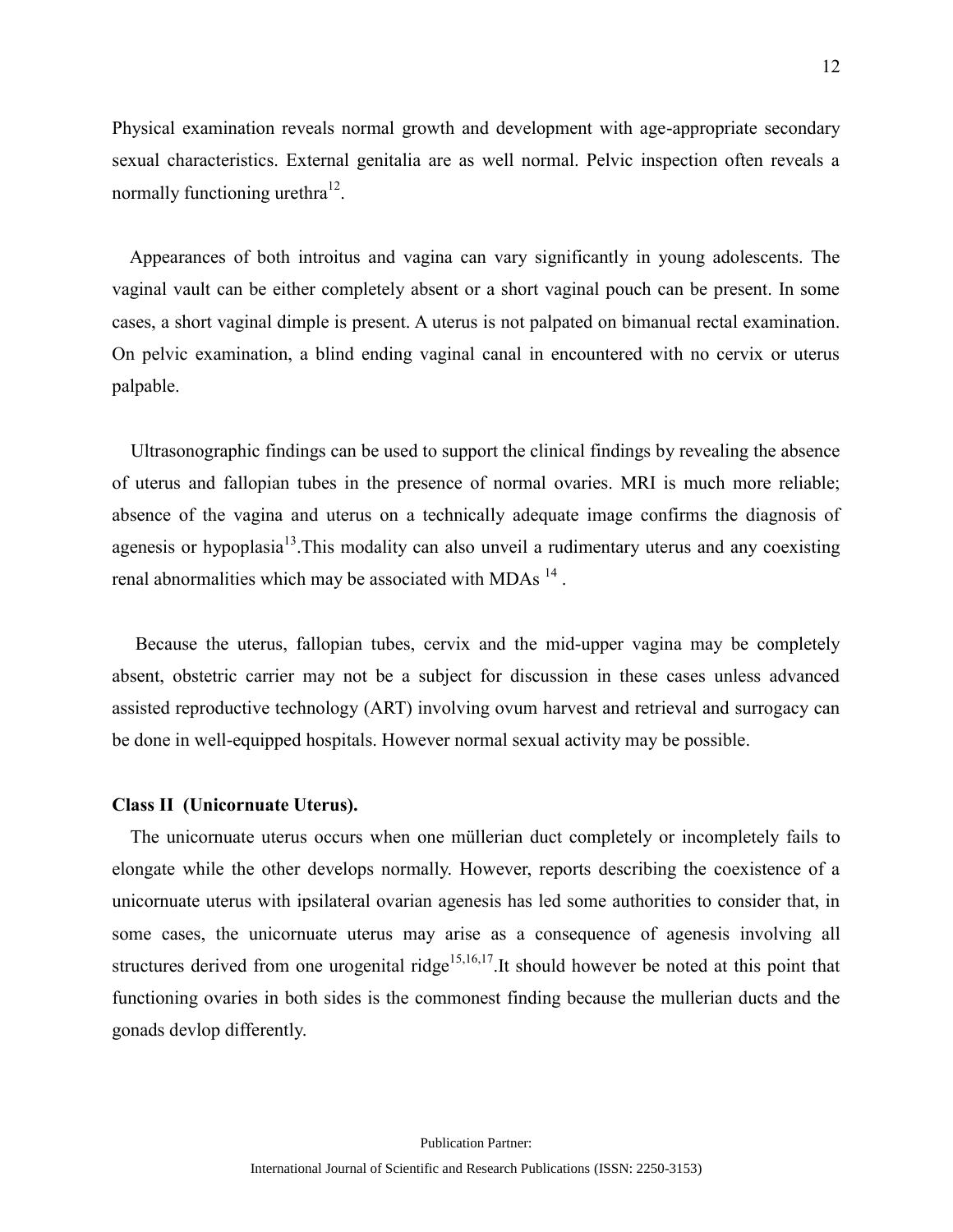Physical examination reveals normal growth and development with age-appropriate secondary sexual characteristics. External genitalia are as well normal. Pelvic inspection often reveals a normally functioning urethra[12].

Appearances of both introitus and vagina can vary significantly in young adolescents. The vaginal vault can be either completely absent or a short vaginal pouch can be present. In some cases, a short vaginal dimple is present. A uterus is not palpated on bimanual rectal examination. On pelvic examination, a blind ending vaginal canal in encountered with no cervix or uterus palpable.

Ultrasonographic findings can be used to support the clinical findings by revealing the absence of uterus and fallopian tubes in the presence of normal ovaries. MRI is much more reliable; absence of the vagina and uterus on a technically adequate image confirms the diagnosis of agenesis or hypoplasia[13].This modality can also unveil a rudimentary uterus and any coexisting renal abnormalities which may be associated with MDAs [14] .

Because the uterus, fallopian tubes, cervix and the mid-upper vagina may be completely absent, obstetric carrier may not be a subject for discussion in these cases unless advanced assisted reproductive technology (ART) involving ovum harvest and retrieval and surrogacy can be done in well-equipped hospitals. However normal sexual activity may be possible.

**Class II (Unicornuate Uterus).**

The unicornuate uterus occurs when one müllerian duct completely or incompletely fails to elongate while the other develops normally. However, reports describing the coexistence of a unicornuate uterus with ipsilateral ovarian agenesis has led some authorities to consider that, in some cases, the unicornuate uterus may arise as a consequence of agenesis involving all structures derived from one urogenital ridge[15,16,17].It should however be noted at this point that functioning ovaries in both sides is the commonest finding because the mullerian ducts and the gonads devlop differently.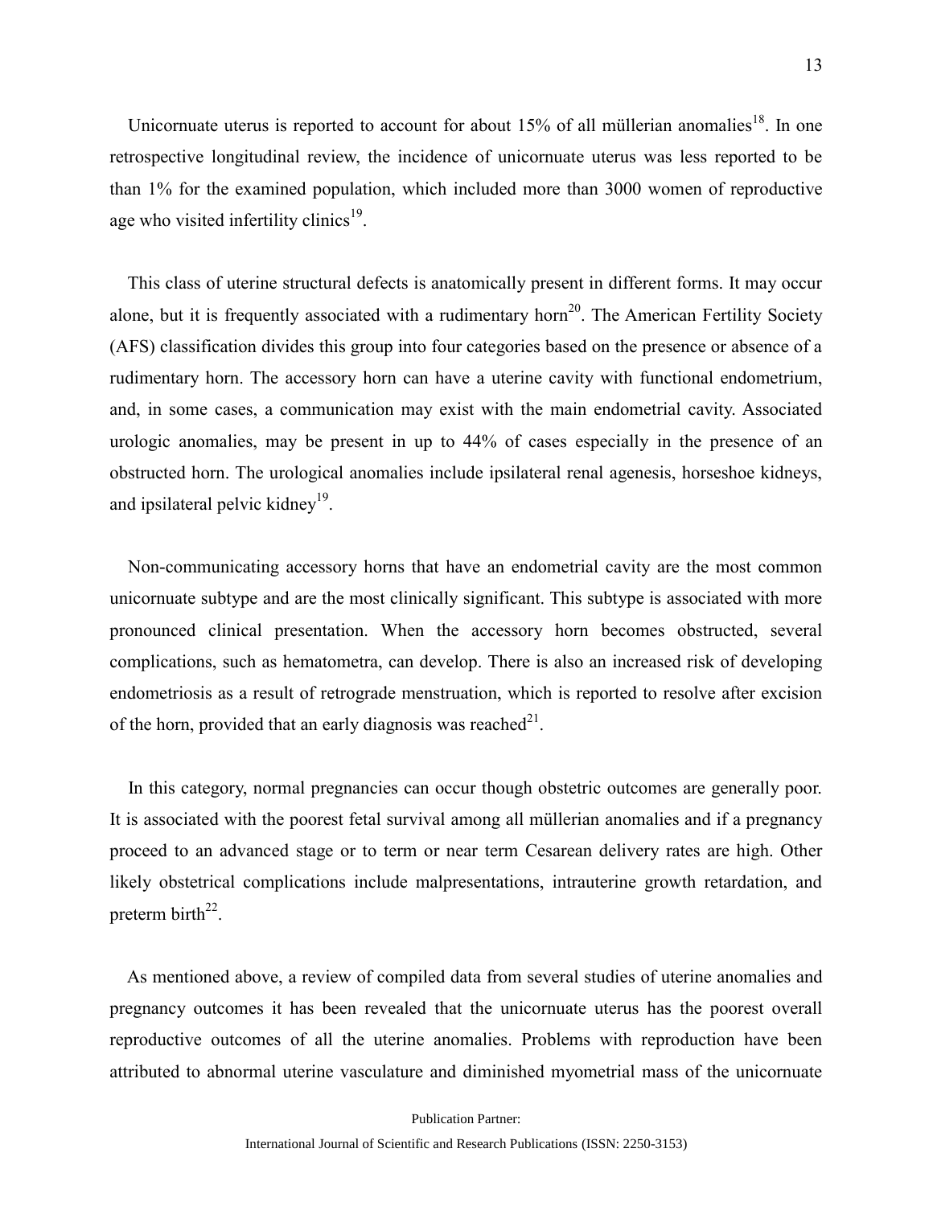Unicornuate uterus is reported to account for about 15% of all müllerian anomalies[18]. In one retrospective longitudinal review, the incidence of unicornuate uterus was less reported to be than 1% for the examined population, which included more than 3000 women of reproductive age who visited infertility clinics[19].

This class of uterine structural defects is anatomically present in different forms. It may occur alone, but it is frequently associated with a rudimentary horn[20]. The American Fertility Society (AFS) classification divides this group into four categories based on the presence or absence of a rudimentary horn. The accessory horn can have a uterine cavity with functional endometrium, and, in some cases, a communication may exist with the main endometrial cavity. Associated urologic anomalies, may be present in up to 44% of cases especially in the presence of an obstructed horn. The urological anomalies include ipsilateral renal agenesis, horseshoe kidneys, and ipsilateral pelvic kidney[19].

Non-communicating accessory horns that have an endometrial cavity are the most common unicornuate subtype and are the most clinically significant. This subtype is associated with more pronounced clinical presentation. When the accessory horn becomes obstructed, several complications, such as hematometra, can develop. There is also an increased risk of developing endometriosis as a result of retrograde menstruation, which is reported to resolve after excision of the horn, provided that an early diagnosis was reached[21].

In this category, normal pregnancies can occur though obstetric outcomes are generally poor. It is associated with the poorest fetal survival among all müllerian anomalies and if a pregnancy proceed to an advanced stage or to term or near term Cesarean delivery rates are high. Other likely obstetrical complications include malpresentations, intrauterine growth retardation, and preterm birth[22].

As mentioned above, a review of compiled data from several studies of uterine anomalies and pregnancy outcomes it has been revealed that the unicornuate uterus has the poorest overall reproductive outcomes of all the uterine anomalies. Problems with reproduction have been attributed to abnormal uterine vasculature and diminished myometrial mass of the unicornuate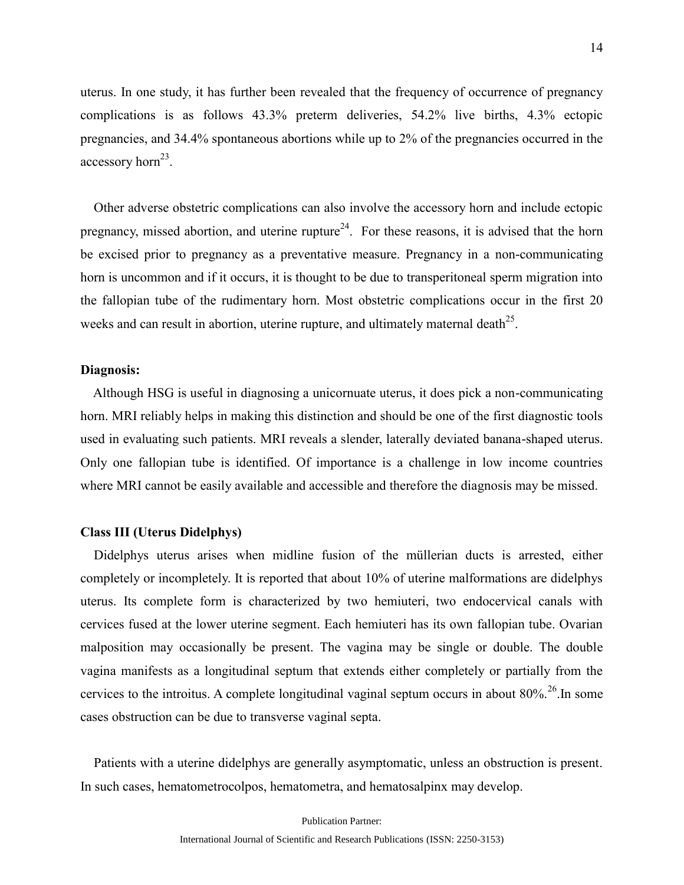uterus. In one study, it has further been revealed that the frequency of occurrence of pregnancy complications is as follows 43.3% preterm deliveries, 54.2% live births, 4.3% ectopic pregnancies, and 34.4% spontaneous abortions while up to 2% of the pregnancies occurred in the accessory horn[23].

Other adverse obstetric complications can also involve the accessory horn and include ectopic pregnancy, missed abortion, and uterine rupture[24]. For these reasons, it is advised that the horn be excised prior to pregnancy as a preventative measure. Pregnancy in a non-communicating horn is uncommon and if it occurs, it is thought to be due to transperitoneal sperm migration into the fallopian tube of the rudimentary horn. Most obstetric complications occur in the first 20 weeks and can result in abortion, uterine rupture, and ultimately maternal death[25].

**Diagnosis:**

Although HSG is useful in diagnosing a unicornuate uterus, it does pick a non-communicating horn. MRI reliably helps in making this distinction and should be one of the first diagnostic tools used in evaluating such patients. MRI reveals a slender, laterally deviated banana-shaped uterus. Only one fallopian tube is identified. Of importance is a challenge in low income countries where MRI cannot be easily available and accessible and therefore the diagnosis may be missed.

**Class III (Uterus Didelphys)**

Didelphys uterus arises when midline fusion of the müllerian ducts is arrested, either completely or incompletely. It is reported that about 10% of uterine malformations are didelphys uterus. Its complete form is characterized by two hemiuteri, two endocervical canals with cervices fused at the lower uterine segment. Each hemiuteri has its own fallopian tube. Ovarian malposition may occasionally be present. The vagina may be single or double. The double vagina manifests as a longitudinal septum that extends either completely or partially from the cervices to the introitus. A complete longitudinal vaginal septum occurs in about 80%.[26].In some cases obstruction can be due to transverse vaginal septa.

Patients with a uterine didelphys are generally asymptomatic, unless an obstruction is present. In such cases, hematometrocolpos, hematometra, and hematosalpinx may develop.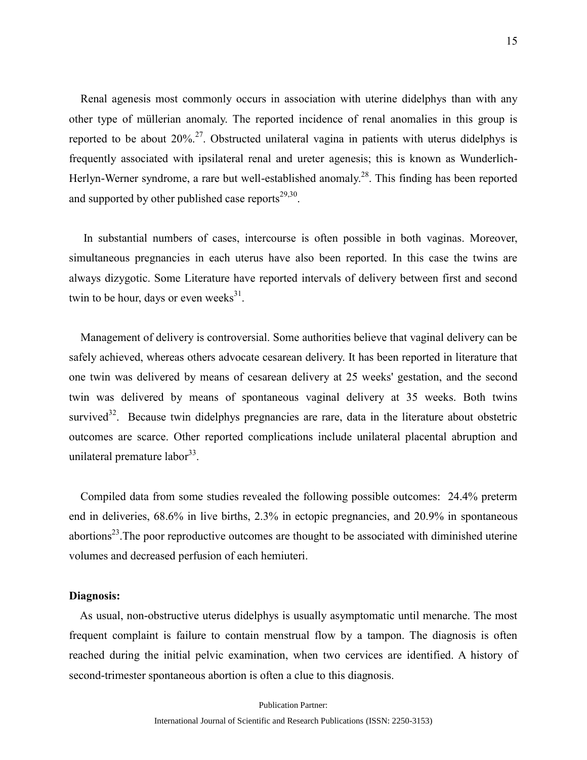Renal agenesis most commonly occurs in association with uterine didelphys than with any other type of müllerian anomaly. The reported incidence of renal anomalies in this group is reported to be about 20%.[27]. Obstructed unilateral vagina in patients with uterus didelphys is frequently associated with ipsilateral renal and ureter agenesis; this is known as Wunderlich-Herlyn-Werner syndrome, a rare but well-established anomaly.[28]. This finding has been reported and supported by other published case reports[29,30].

In substantial numbers of cases, intercourse is often possible in both vaginas. Moreover, simultaneous pregnancies in each uterus have also been reported. In this case the twins are always dizygotic. Some Literature have reported intervals of delivery between first and second twin to be hour, days or even weeks[31].

Management of delivery is controversial. Some authorities believe that vaginal delivery can be safely achieved, whereas others advocate cesarean delivery. It has been reported in literature that one twin was delivered by means of cesarean delivery at 25 weeks' gestation, and the second twin was delivered by means of spontaneous vaginal delivery at 35 weeks. Both twins survived[32]. Because twin didelphys pregnancies are rare, data in the literature about obstetric outcomes are scarce. Other reported complications include unilateral placental abruption and unilateral premature labor[33].

Compiled data from some studies revealed the following possible outcomes: 24.4% preterm end in deliveries, 68.6% in live births, 2.3% in ectopic pregnancies, and 20.9% in spontaneous abortions[23].The poor reproductive outcomes are thought to be associated with diminished uterine volumes and decreased perfusion of each hemiuteri.

**Diagnosis:**

As usual, non-obstructive uterus didelphys is usually asymptomatic until menarche. The most frequent complaint is failure to contain menstrual flow by a tampon. The diagnosis is often reached during the initial pelvic examination, when two cervices are identified. A history of second-trimester spontaneous abortion is often a clue to this diagnosis.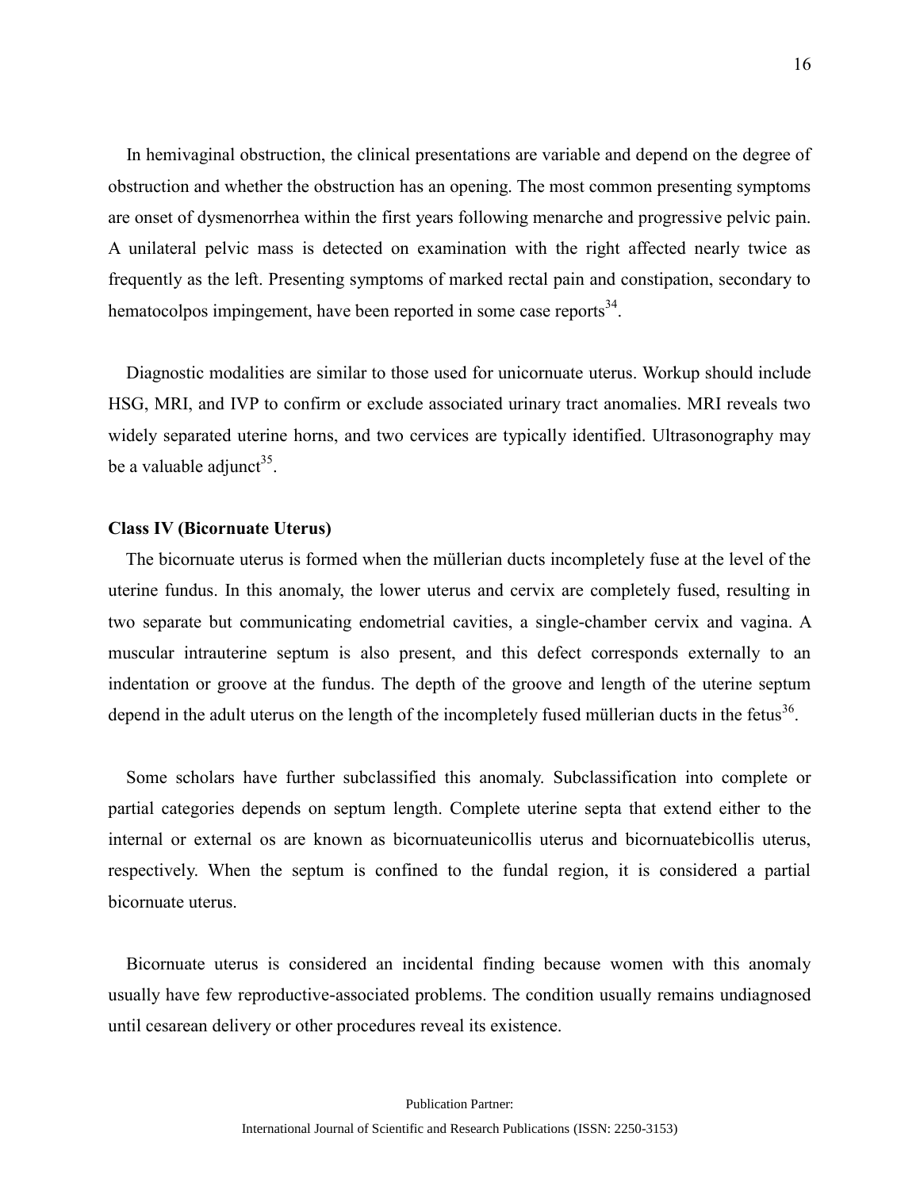In hemivaginal obstruction, the clinical presentations are variable and depend on the degree of obstruction and whether the obstruction has an opening. The most common presenting symptoms are onset of dysmenorrhea within the first years following menarche and progressive pelvic pain. A unilateral pelvic mass is detected on examination with the right affected nearly twice as frequently as the left. Presenting symptoms of marked rectal pain and constipation, secondary to hematocolpos impingement, have been reported in some case reports[34].

Diagnostic modalities are similar to those used for unicornuate uterus. Workup should include HSG, MRI, and IVP to confirm or exclude associated urinary tract anomalies. MRI reveals two widely separated uterine horns, and two cervices are typically identified. Ultrasonography may be a valuable adjunct[35].

**Class IV (Bicornuate Uterus)**

The bicornuate uterus is formed when the müllerian ducts incompletely fuse at the level of the uterine fundus. In this anomaly, the lower uterus and cervix are completely fused, resulting in two separate but communicating endometrial cavities, a single-chamber cervix and vagina. A muscular intrauterine septum is also present, and this defect corresponds externally to an indentation or groove at the fundus. The depth of the groove and length of the uterine septum depend in the adult uterus on the length of the incompletely fused müllerian ducts in the fetus[36].

Some scholars have further subclassified this anomaly. Subclassification into complete or partial categories depends on septum length. Complete uterine septa that extend either to the internal or external os are known as bicornuateunicollis uterus and bicornuatebicollis uterus, respectively. When the septum is confined to the fundal region, it is considered a partial bicornuate uterus.

Bicornuate uterus is considered an incidental finding because women with this anomaly usually have few reproductive-associated problems. The condition usually remains undiagnosed until cesarean delivery or other procedures reveal its existence.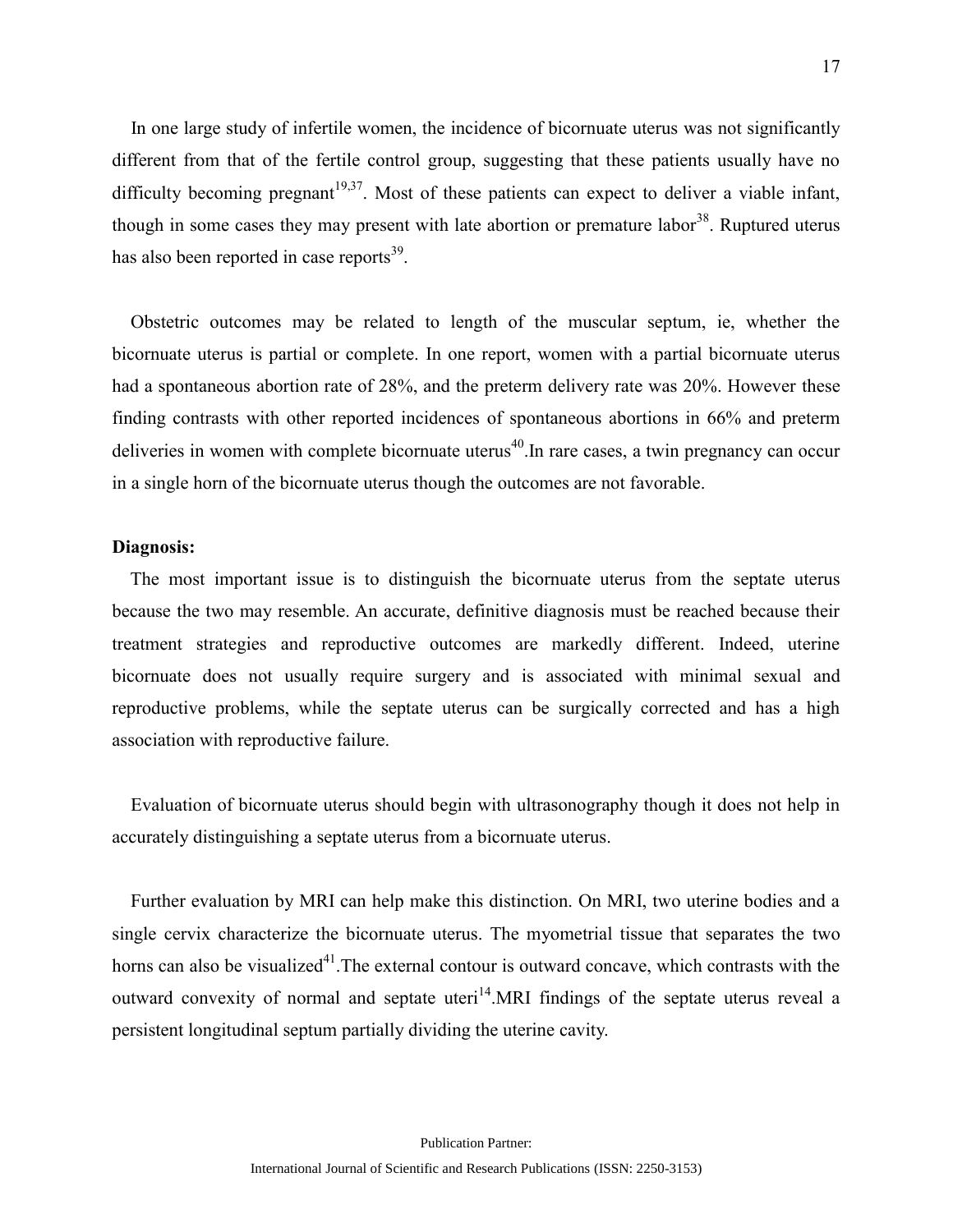In one large study of infertile women, the incidence of bicornuate uterus was not significantly different from that of the fertile control group, suggesting that these patients usually have no difficulty becoming pregnant[19,37]. Most of these patients can expect to deliver a viable infant, though in some cases they may present with late abortion or premature labor[38]. Ruptured uterus has also been reported in case reports[39].

Obstetric outcomes may be related to length of the muscular septum, ie, whether the bicornuate uterus is partial or complete. In one report, women with a partial bicornuate uterus had a spontaneous abortion rate of 28%, and the preterm delivery rate was 20%. However these finding contrasts with other reported incidences of spontaneous abortions in 66% and preterm deliveries in women with complete bicornuate uterus[40].In rare cases, a twin pregnancy can occur in a single horn of the bicornuate uterus though the outcomes are not favorable.

**Diagnosis:**

The most important issue is to distinguish the bicornuate uterus from the septate uterus because the two may resemble. An accurate, definitive diagnosis must be reached because their treatment strategies and reproductive outcomes are markedly different. Indeed, uterine bicornuate does not usually require surgery and is associated with minimal sexual and reproductive problems, while the septate uterus can be surgically corrected and has a high association with reproductive failure.

Evaluation of bicornuate uterus should begin with ultrasonography though it does not help in accurately distinguishing a septate uterus from a bicornuate uterus.

Further evaluation by MRI can help make this distinction. On MRI, two uterine bodies and a single cervix characterize the bicornuate uterus. The myometrial tissue that separates the two horns can also be visualized[41].The external contour is outward concave, which contrasts with the outward convexity of normal and septate uteri[14].MRI findings of the septate uterus reveal a persistent longitudinal septum partially dividing the uterine cavity.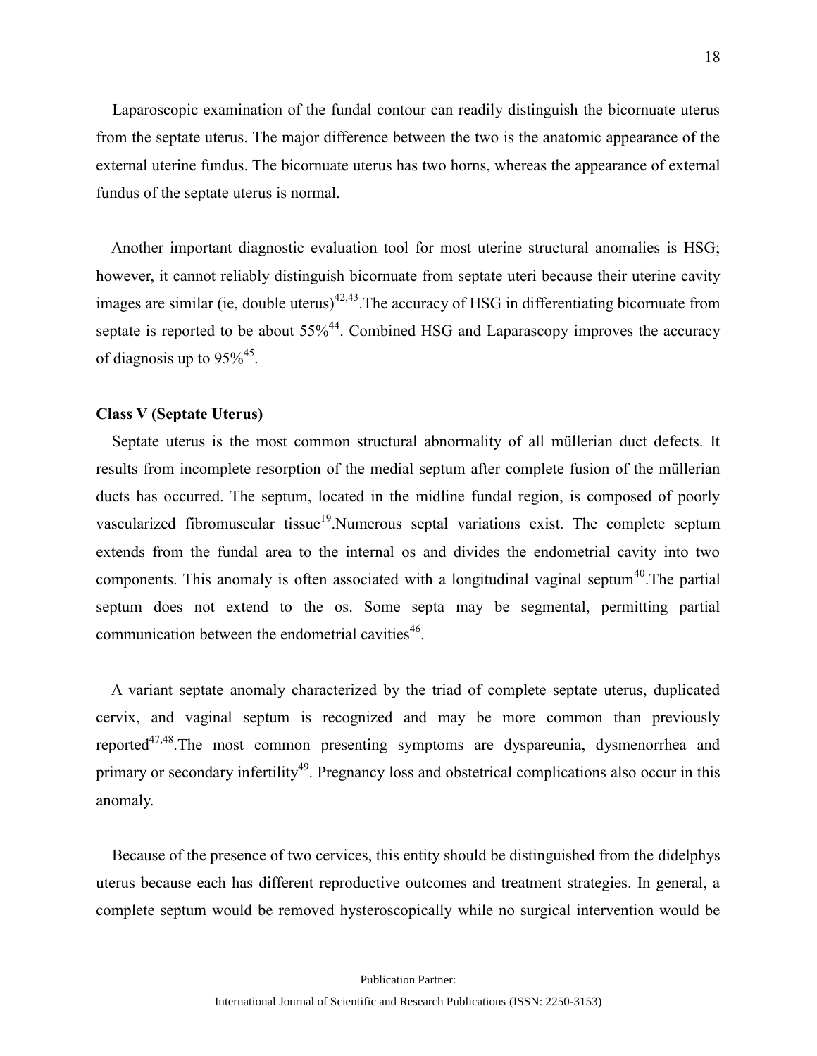Laparoscopic examination of the fundal contour can readily distinguish the bicornuate uterus from the septate uterus. The major difference between the two is the anatomic appearance of the external uterine fundus. The bicornuate uterus has two horns, whereas the appearance of external fundus of the septate uterus is normal.

Another important diagnostic evaluation tool for most uterine structural anomalies is HSG; however, it cannot reliably distinguish bicornuate from septate uteri because their uterine cavity images are similar (ie, double uterus)[42,43].The accuracy of HSG in differentiating bicornuate from septate is reported to be about 55%[44]. Combined HSG and Laparascopy improves the accuracy of diagnosis up to 95%[45].

**Class V (Septate Uterus)**

Septate uterus is the most common structural abnormality of all müllerian duct defects. It results from incomplete resorption of the medial septum after complete fusion of the müllerian ducts has occurred. The septum, located in the midline fundal region, is composed of poorly vascularized fibromuscular tissue[19].Numerous septal variations exist. The complete septum extends from the fundal area to the internal os and divides the endometrial cavity into two components. This anomaly is often associated with a longitudinal vaginal septum[40].The partial septum does not extend to the os. Some septa may be segmental, permitting partial communication between the endometrial cavities[46].

A variant septate anomaly characterized by the triad of complete septate uterus, duplicated cervix, and vaginal septum is recognized and may be more common than previously reported[47,48].The most common presenting symptoms are dyspareunia, dysmenorrhea and primary or secondary infertility[49]. Pregnancy loss and obstetrical complications also occur in this anomaly.

Because of the presence of two cervices, this entity should be distinguished from the didelphys uterus because each has different reproductive outcomes and treatment strategies. In general, a complete septum would be removed hysteroscopically while no surgical intervention would be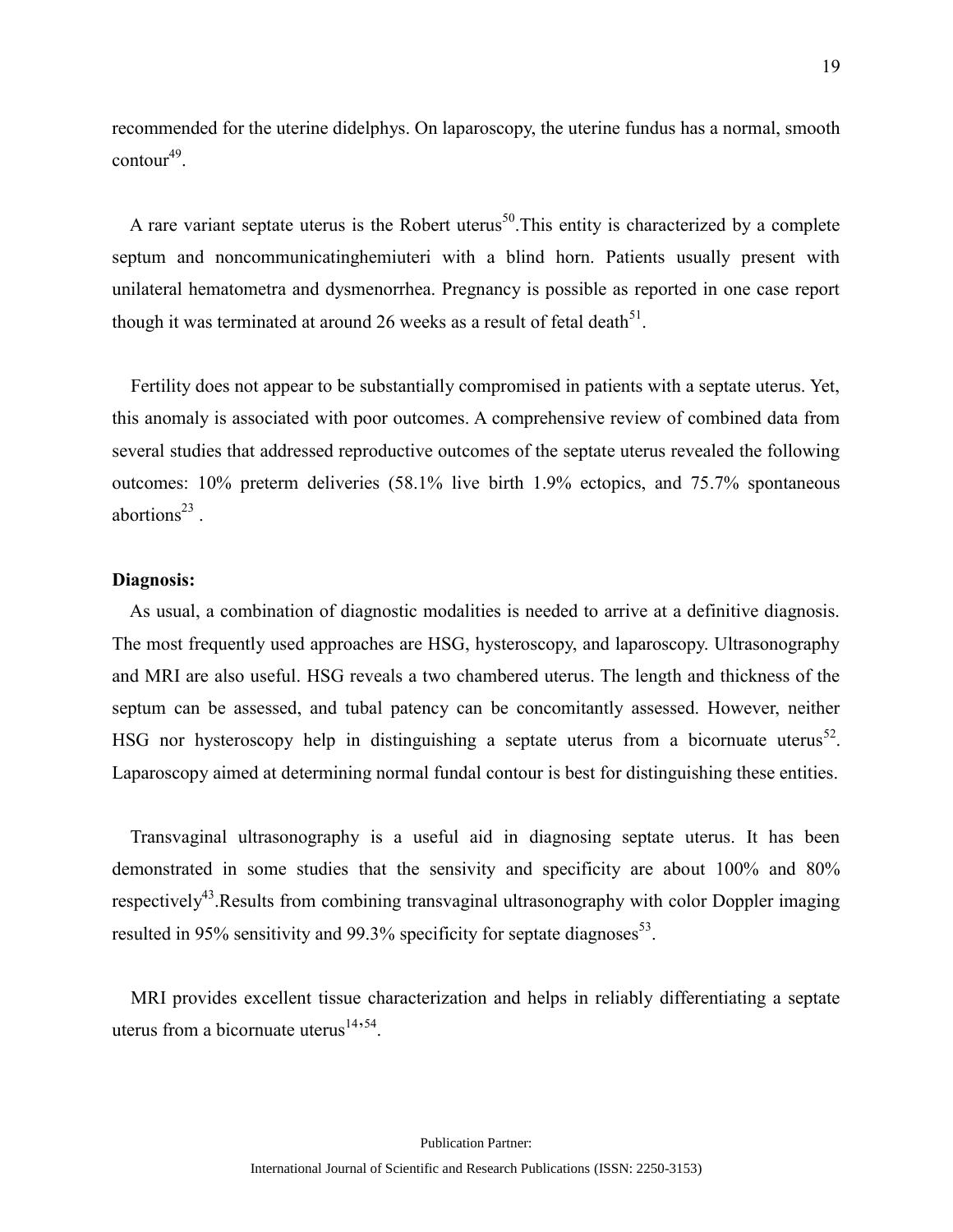recommended for the uterine didelphys. On laparoscopy, the uterine fundus has a normal, smooth contour[49].

A rare variant septate uterus is the Robert uterus[50].This entity is characterized by a complete septum and noncommunicatinghemiuteri with a blind horn. Patients usually present with unilateral hematometra and dysmenorrhea. Pregnancy is possible as reported in one case report though it was terminated at around 26 weeks as a result of fetal death[51].

Fertility does not appear to be substantially compromised in patients with a septate uterus. Yet, this anomaly is associated with poor outcomes. A comprehensive review of combined data from several studies that addressed reproductive outcomes of the septate uterus revealed the following outcomes: 10% preterm deliveries (58.1% live birth 1.9% ectopics, and 75.7% spontaneous abortions[23] .

**Diagnosis:**

As usual, a combination of diagnostic modalities is needed to arrive at a definitive diagnosis. The most frequently used approaches are HSG, hysteroscopy, and laparoscopy. Ultrasonography and MRI are also useful. HSG reveals a two chambered uterus. The length and thickness of the septum can be assessed, and tubal patency can be concomitantly assessed. However, neither HSG nor hysteroscopy help in distinguishing a septate uterus from a bicornuate uterus[52]. Laparoscopy aimed at determining normal fundal contour is best for distinguishing these entities.

Transvaginal ultrasonography is a useful aid in diagnosing septate uterus. It has been demonstrated in some studies that the sensivity and specificity are about 100% and 80% respectively[43].Results from combining transvaginal ultrasonography with color Doppler imaging resulted in 95% sensitivity and 99.3% specificity for septate diagnoses[53].

MRI provides excellent tissue characterization and helps in reliably differentiating a septate uterus from a bicornuate uterus[14,54].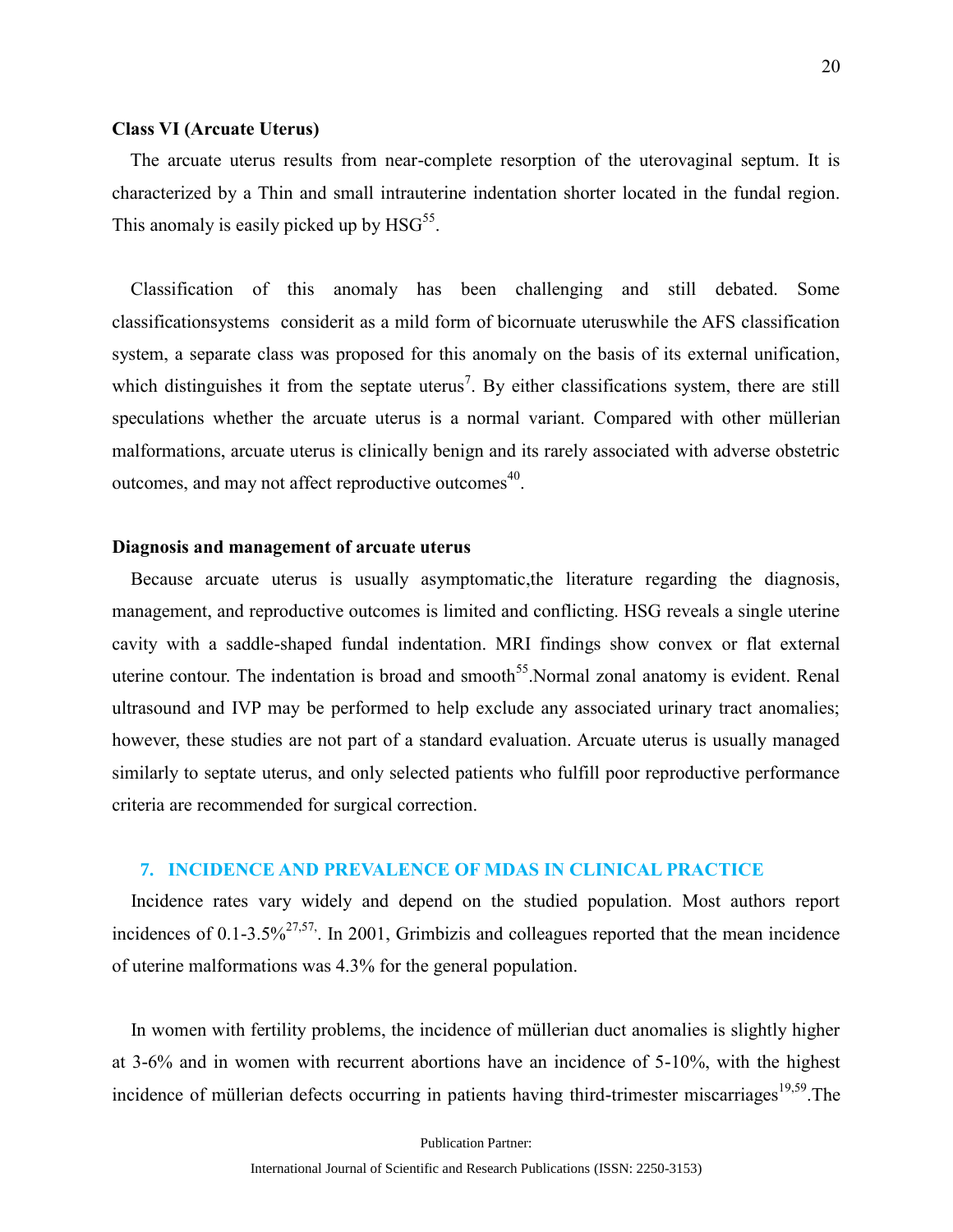**Class VI (Arcuate Uterus)**

The arcuate uterus results from near-complete resorption of the uterovaginal septum. It is characterized by a Thin and small intrauterine indentation shorter located in the fundal region. This anomaly is easily picked up by HSG[55].

Classification of this anomaly has been challenging and still debated. Some classificationsystems considerit as a mild form of bicornuate uteruswhile the AFS classification system, a separate class was proposed for this anomaly on the basis of its external unification, which distinguishes it from the septate uterus[7]. By either classifications system, there are still speculations whether the arcuate uterus is a normal variant. Compared with other müllerian malformations, arcuate uterus is clinically benign and its rarely associated with adverse obstetric outcomes, and may not affect reproductive outcomes[40].

**Diagnosis and management of arcuate uterus**

Because arcuate uterus is usually asymptomatic,the literature regarding the diagnosis, management, and reproductive outcomes is limited and conflicting. HSG reveals a single uterine cavity with a saddle-shaped fundal indentation. MRI findings show convex or flat external uterine contour. The indentation is broad and smooth[55].Normal zonal anatomy is evident. Renal ultrasound and IVP may be performed to help exclude any associated urinary tract anomalies; however, these studies are not part of a standard evaluation. Arcuate uterus is usually managed similarly to septate uterus, and only selected patients who fulfill poor reproductive performance criteria are recommended for surgical correction.

## 7. INCIDENCE AND PREVALENCE OF MDAS IN CLINICAL PRACTICE

Incidence rates vary widely and depend on the studied population. Most authors report incidences of 0.1-3.5%[27,57,]. In 2001, Grimbizis and colleagues reported that the mean incidence of uterine malformations was 4.3% for the general population.

In women with fertility problems, the incidence of müllerian duct anomalies is slightly higher at 3-6% and in women with recurrent abortions have an incidence of 5-10%, with the highest incidence of müllerian defects occurring in patients having third-trimester miscarriages[19,59].The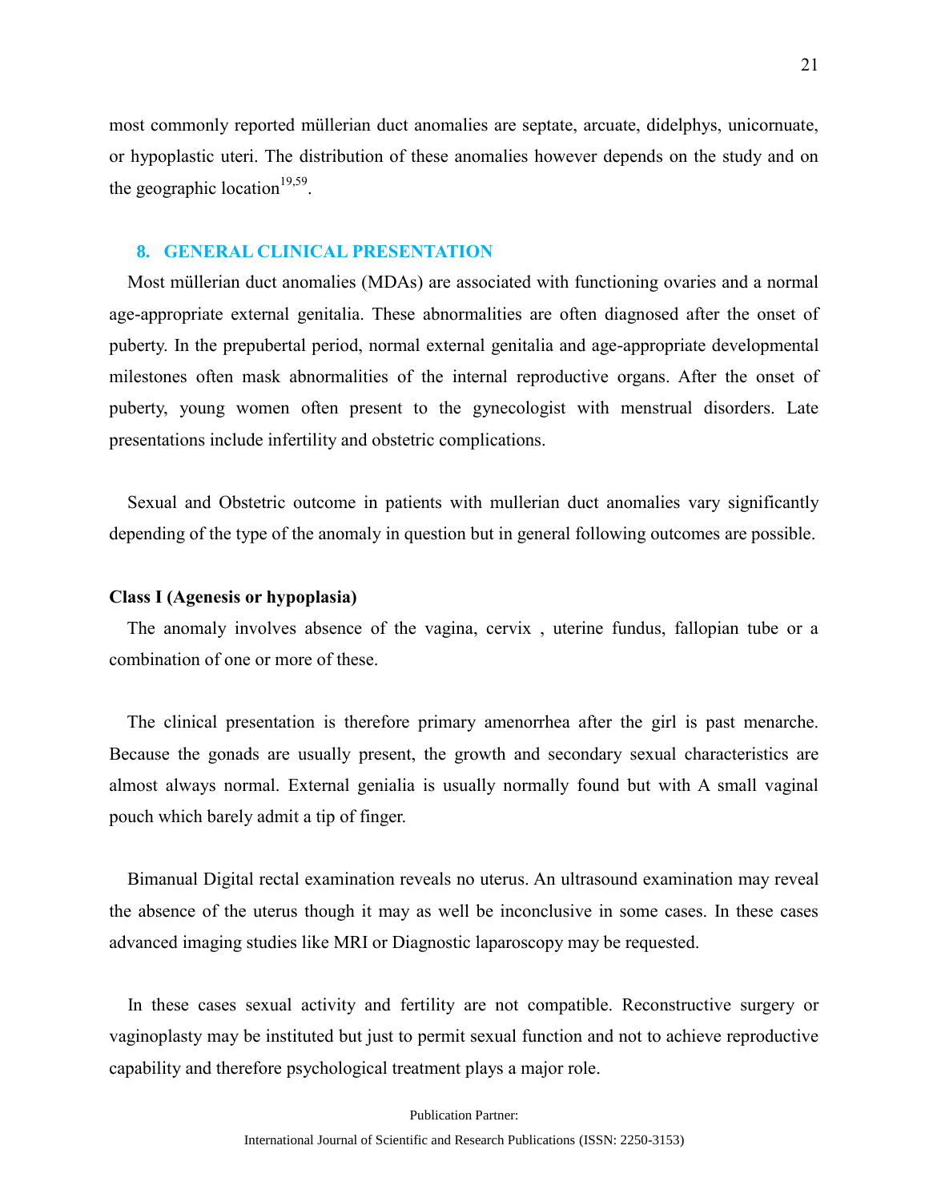most commonly reported müllerian duct anomalies are septate, arcuate, didelphys, unicornuate, or hypoplastic uteri. The distribution of these anomalies however depends on the study and on the geographic location[19,59].

## 8. GENERAL CLINICAL PRESENTATION

Most müllerian duct anomalies (MDAs) are associated with functioning ovaries and a normal age-appropriate external genitalia. These abnormalities are often diagnosed after the onset of puberty. In the prepubertal period, normal external genitalia and age-appropriate developmental milestones often mask abnormalities of the internal reproductive organs. After the onset of puberty, young women often present to the gynecologist with menstrual disorders. Late presentations include infertility and obstetric complications.

Sexual and Obstetric outcome in patients with mullerian duct anomalies vary significantly depending of the type of the anomaly in question but in general following outcomes are possible.

**Class I (Agenesis or hypoplasia)**

The anomaly involves absence of the vagina, cervix , uterine fundus, fallopian tube or a combination of one or more of these.

The clinical presentation is therefore primary amenorrhea after the girl is past menarche. Because the gonads are usually present, the growth and secondary sexual characteristics are almost always normal. External genialia is usually normally found but with A small vaginal pouch which barely admit a tip of finger.

Bimanual Digital rectal examination reveals no uterus. An ultrasound examination may reveal the absence of the uterus though it may as well be inconclusive in some cases. In these cases advanced imaging studies like MRI or Diagnostic laparoscopy may be requested.

In these cases sexual activity and fertility are not compatible. Reconstructive surgery or vaginoplasty may be instituted but just to permit sexual function and not to achieve reproductive capability and therefore psychological treatment plays a major role.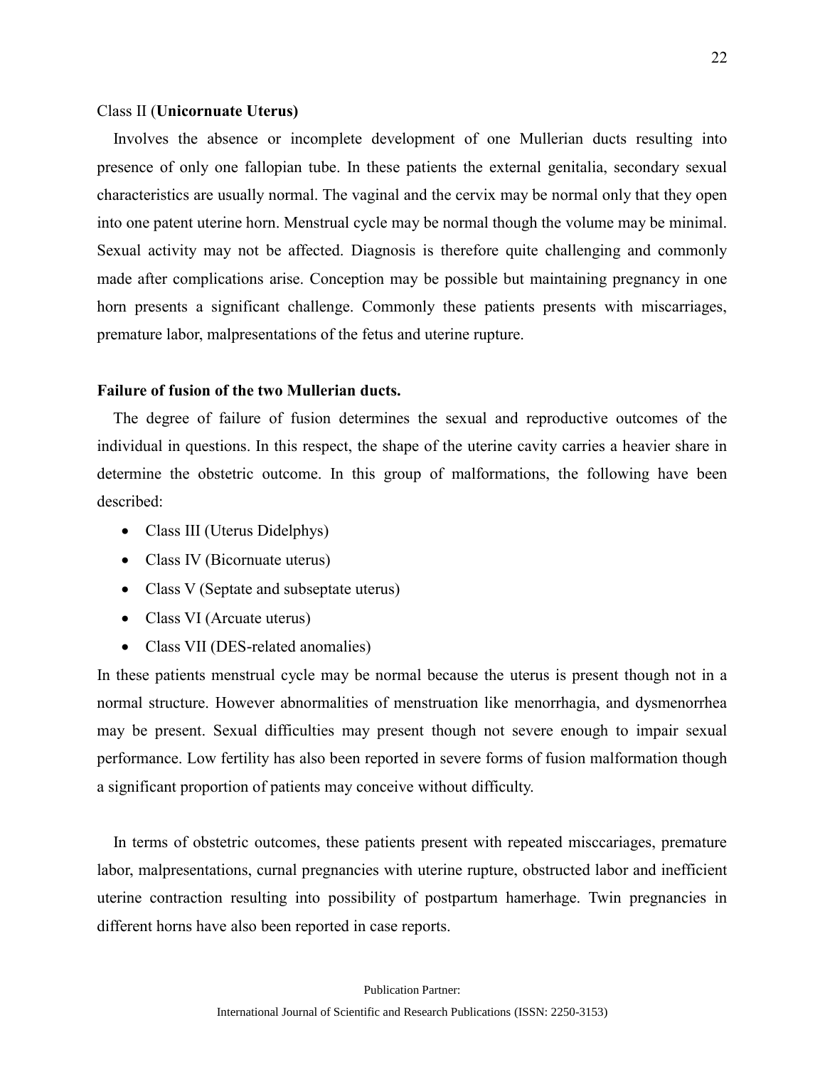Class II (**Unicornuate Uterus)**

Involves the absence or incomplete development of one Mullerian ducts resulting into presence of only one fallopian tube. In these patients the external genitalia, secondary sexual characteristics are usually normal. The vaginal and the cervix may be normal only that they open into one patent uterine horn. Menstrual cycle may be normal though the volume may be minimal. Sexual activity may not be affected. Diagnosis is therefore quite challenging and commonly made after complications arise. Conception may be possible but maintaining pregnancy in one horn presents a significant challenge. Commonly these patients presents with miscarriages, premature labor, malpresentations of the fetus and uterine rupture.

**Failure of fusion of the two Mullerian ducts.**

The degree of failure of fusion determines the sexual and reproductive outcomes of the individual in questions. In this respect, the shape of the uterine cavity carries a heavier share in determine the obstetric outcome. In this group of malformations, the following have been described:

- Class III (Uterus Didelphys)
- Class IV (Bicornuate uterus)
- Class V (Septate and subseptate uterus)
- Class VI (Arcuate uterus)
- Class VII (DES-related anomalies)

In these patients menstrual cycle may be normal because the uterus is present though not in a normal structure. However abnormalities of menstruation like menorrhagia, and dysmenorrhea may be present. Sexual difficulties may present though not severe enough to impair sexual performance. Low fertility has also been reported in severe forms of fusion malformation though a significant proportion of patients may conceive without difficulty.

In terms of obstetric outcomes, these patients present with repeated misccariages, premature labor, malpresentations, curnal pregnancies with uterine rupture, obstructed labor and inefficient uterine contraction resulting into possibility of postpartum hamerhage. Twin pregnancies in different horns have also been reported in case reports.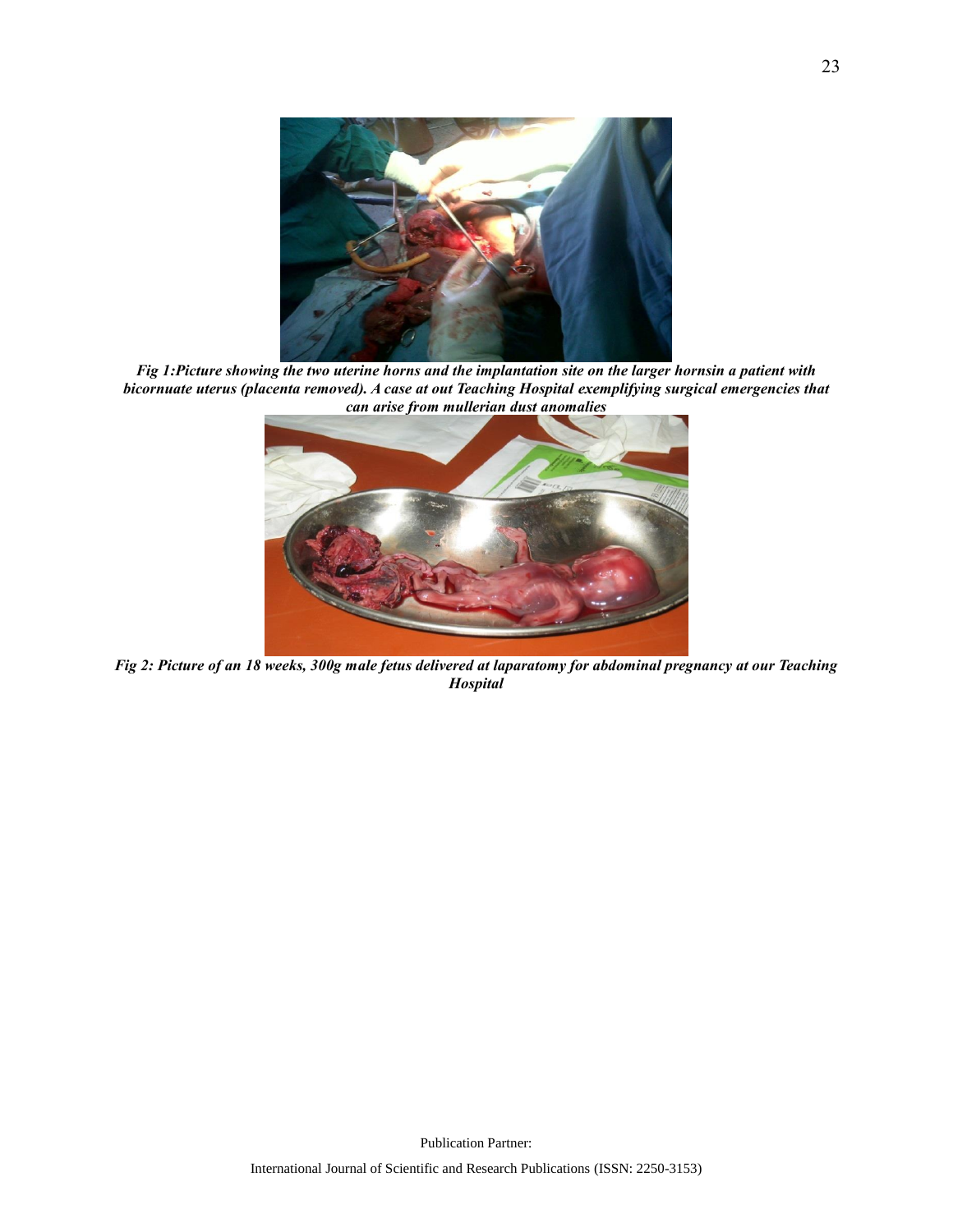*Fig 1:Picture showing the two uterine horns and the implantation site on the larger hornsin a patient with bicornuate uterus (placenta removed). A case at out Teaching Hospital exemplifying surgical emergencies that can arise from mullerian dust anomalies*

*Fig 2: Picture of an 18 weeks, 300g male fetus delivered at laparatomy for abdominal pregnancy at our Teaching Hospital*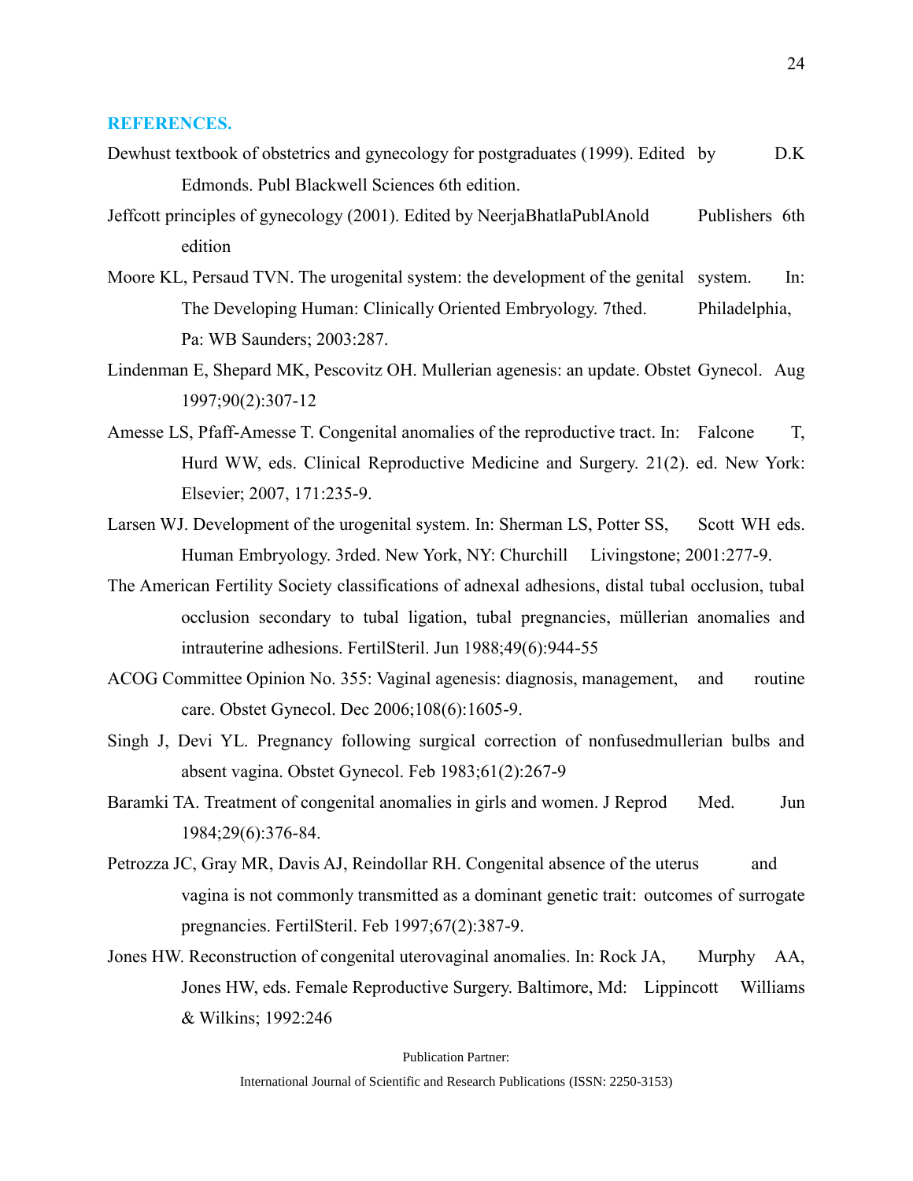## REFERENCES.

Dewhust textbook of obstetrics and gynecology for postgraduates (1999). Edited by D.K Edmonds. Publ Blackwell Sciences 6th edition.

Jeffcott principles of gynecology (2001). Edited by NeerjaBhatlaPublAnold Publishers 6th edition

Moore KL, Persaud TVN. The urogenital system: the development of the genital system. In: The Developing Human: Clinically Oriented Embryology. 7thed. Philadelphia, Pa: WB Saunders; 2003:287.

Lindenman E, Shepard MK, Pescovitz OH. Mullerian agenesis: an update. Obstet Gynecol. Aug 1997;90(2):307-12

Amesse LS, Pfaff-Amesse T. Congenital anomalies of the reproductive tract. In: Falcone T, Hurd WW, eds. Clinical Reproductive Medicine and Surgery. 21(2). ed. New York: Elsevier; 2007, 171:235-9.

Larsen WJ. Development of the urogenital system. In: Sherman LS, Potter SS, Scott WH eds. Human Embryology. 3rded. New York, NY: Churchill Livingstone; 2001:277-9.

The American Fertility Society classifications of adnexal adhesions, distal tubal occlusion, tubal occlusion secondary to tubal ligation, tubal pregnancies, müllerian anomalies and intrauterine adhesions. FertilSteril. Jun 1988;49(6):944-55

ACOG Committee Opinion No. 355: Vaginal agenesis: diagnosis, management, and routine care. Obstet Gynecol. Dec 2006;108(6):1605-9.

Singh J, Devi YL. Pregnancy following surgical correction of nonfusedmullerian bulbs and absent vagina. Obstet Gynecol. Feb 1983;61(2):267-9

Baramki TA. Treatment of congenital anomalies in girls and women. J Reprod Med. Jun 1984;29(6):376-84.

Petrozza JC, Gray MR, Davis AJ, Reindollar RH. Congenital absence of the uterus and vagina is not commonly transmitted as a dominant genetic trait: outcomes of surrogate pregnancies. FertilSteril. Feb 1997;67(2):387-9.

Jones HW. Reconstruction of congenital uterovaginal anomalies. In: Rock JA, Murphy AA, Jones HW, eds. Female Reproductive Surgery. Baltimore, Md: Lippincott Williams & Wilkins; 1992:246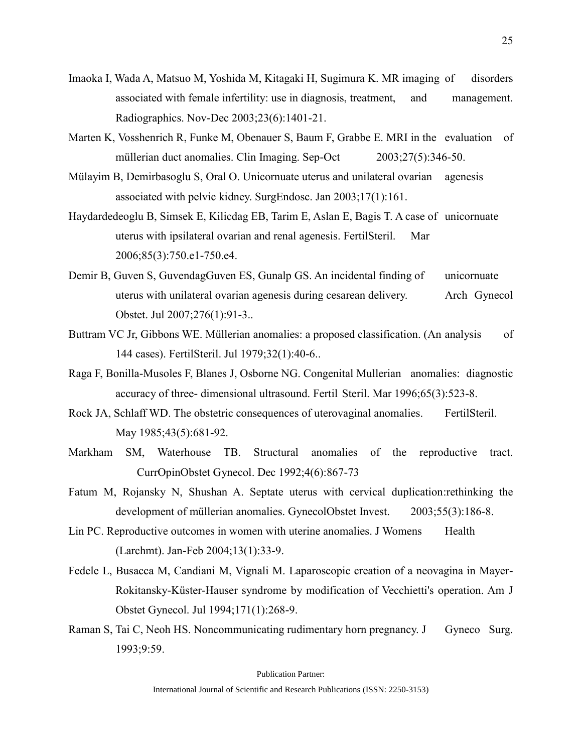Imaoka I, Wada A, Matsuo M, Yoshida M, Kitagaki H, Sugimura K. MR imaging of disorders associated with female infertility: use in diagnosis, treatment, and management. Radiographics. Nov-Dec 2003;23(6):1401-21.

Marten K, Vosshenrich R, Funke M, Obenauer S, Baum F, Grabbe E. MRI in the evaluation of müllerian duct anomalies. Clin Imaging. Sep-Oct 2003;27(5):346-50.

Mülayim B, Demirbasoglu S, Oral O. Unicornuate uterus and unilateral ovarian agenesis associated with pelvic kidney. SurgEndosc. Jan 2003;17(1):161.

Haydardedeoglu B, Simsek E, Kilicdag EB, Tarim E, Aslan E, Bagis T. A case of unicornuate uterus with ipsilateral ovarian and renal agenesis. FertilSteril. Mar 2006;85(3):750.e1-750.e4.

Demir B, Guven S, GuvendagGuven ES, Gunalp GS. An incidental finding of unicornuate uterus with unilateral ovarian agenesis during cesarean delivery. Arch Gynecol Obstet. Jul 2007;276(1):91-3..

Buttram VC Jr, Gibbons WE. Müllerian anomalies: a proposed classification. (An analysis of 144 cases). FertilSteril. Jul 1979;32(1):40-6..

Raga F, Bonilla-Musoles F, Blanes J, Osborne NG. Congenital Mullerian anomalies: diagnostic accuracy of three- dimensional ultrasound. Fertil Steril. Mar 1996;65(3):523-8.

Rock JA, Schlaff WD. The obstetric consequences of uterovaginal anomalies. FertilSteril. May 1985;43(5):681-92.

Markham SM, Waterhouse TB. Structural anomalies of the reproductive tract. CurrOpinObstet Gynecol. Dec 1992;4(6):867-73

Fatum M, Rojansky N, Shushan A. Septate uterus with cervical duplication:rethinking the development of müllerian anomalies. GynecolObstet Invest. 2003;55(3):186-8.

Lin PC. Reproductive outcomes in women with uterine anomalies. J Womens Health (Larchmt). Jan-Feb 2004;13(1):33-9.

Fedele L, Busacca M, Candiani M, Vignali M. Laparoscopic creation of a neovagina in Mayer-Rokitansky-Küster-Hauser syndrome by modification of Vecchietti's operation. Am J Obstet Gynecol. Jul 1994;171(1):268-9.

Raman S, Tai C, Neoh HS. Noncommunicating rudimentary horn pregnancy. J Gyneco Surg. 1993;9:59.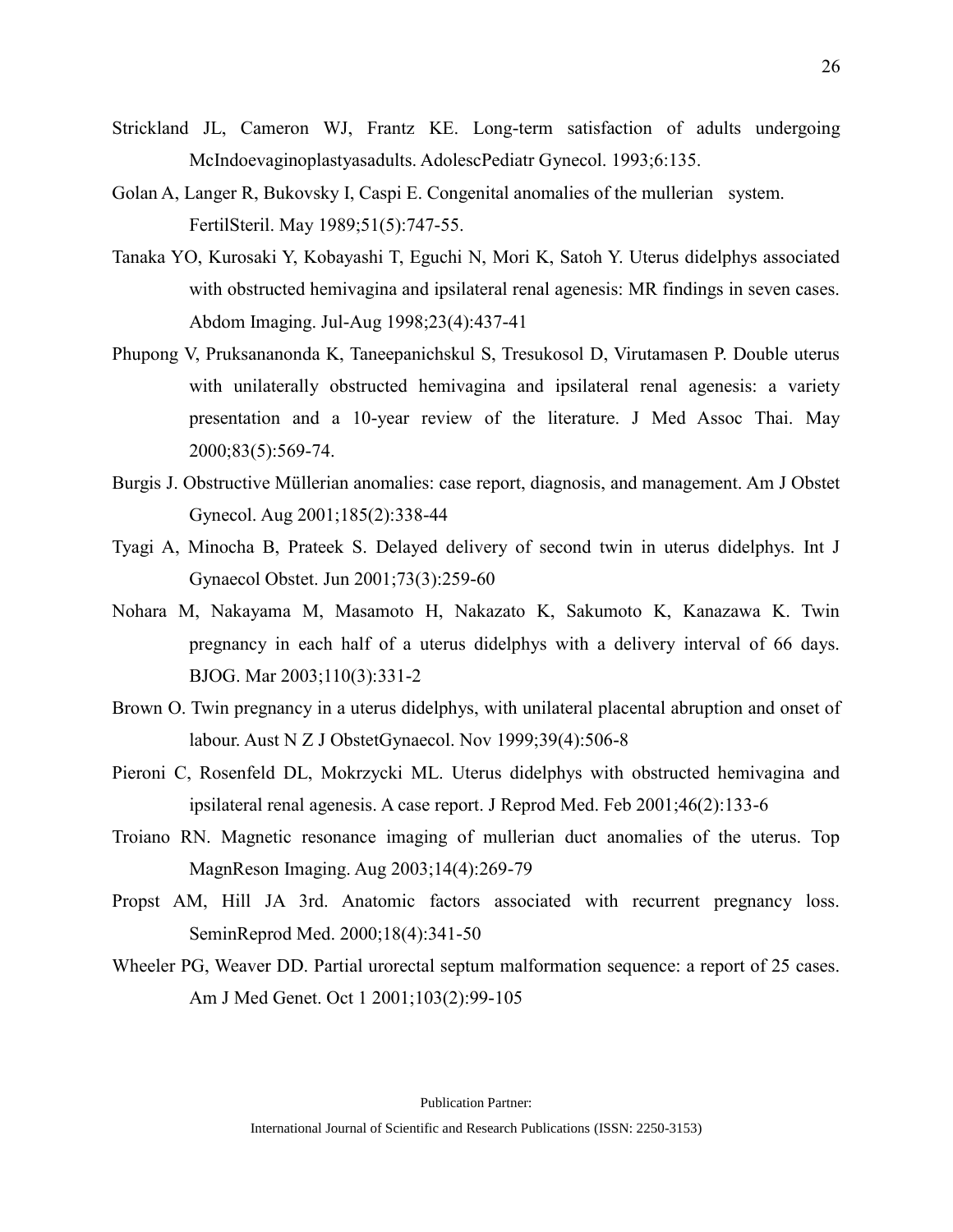Strickland JL, Cameron WJ, Frantz KE. Long-term satisfaction of adults undergoing McIndoevaginoplastyasadults. AdolescPediatr Gynecol. 1993;6:135.

Golan A, Langer R, Bukovsky I, Caspi E. Congenital anomalies of the mullerian system. FertilSteril. May 1989;51(5):747-55.

Tanaka YO, Kurosaki Y, Kobayashi T, Eguchi N, Mori K, Satoh Y. Uterus didelphys associated with obstructed hemivagina and ipsilateral renal agenesis: MR findings in seven cases. Abdom Imaging. Jul-Aug 1998;23(4):437-41

Phupong V, Pruksananonda K, Taneepanichskul S, Tresukosol D, Virutamasen P. Double uterus with unilaterally obstructed hemivagina and ipsilateral renal agenesis: a variety presentation and a 10-year review of the literature. J Med Assoc Thai. May 2000;83(5):569-74.

Burgis J. Obstructive Müllerian anomalies: case report, diagnosis, and management. Am J Obstet Gynecol. Aug 2001;185(2):338-44

Tyagi A, Minocha B, Prateek S. Delayed delivery of second twin in uterus didelphys. Int J Gynaecol Obstet. Jun 2001;73(3):259-60

Nohara M, Nakayama M, Masamoto H, Nakazato K, Sakumoto K, Kanazawa K. Twin pregnancy in each half of a uterus didelphys with a delivery interval of 66 days. BJOG. Mar 2003;110(3):331-2

Brown O. Twin pregnancy in a uterus didelphys, with unilateral placental abruption and onset of labour. Aust N Z J ObstetGynaecol. Nov 1999;39(4):506-8

Pieroni C, Rosenfeld DL, Mokrzycki ML. Uterus didelphys with obstructed hemivagina and ipsilateral renal agenesis. A case report. J Reprod Med. Feb 2001;46(2):133-6

Troiano RN. Magnetic resonance imaging of mullerian duct anomalies of the uterus. Top MagnReson Imaging. Aug 2003;14(4):269-79

Propst AM, Hill JA 3rd. Anatomic factors associated with recurrent pregnancy loss. SeminReprod Med. 2000;18(4):341-50

Wheeler PG, Weaver DD. Partial urorectal septum malformation sequence: a report of 25 cases. Am J Med Genet. Oct 1 2001;103(2):99-105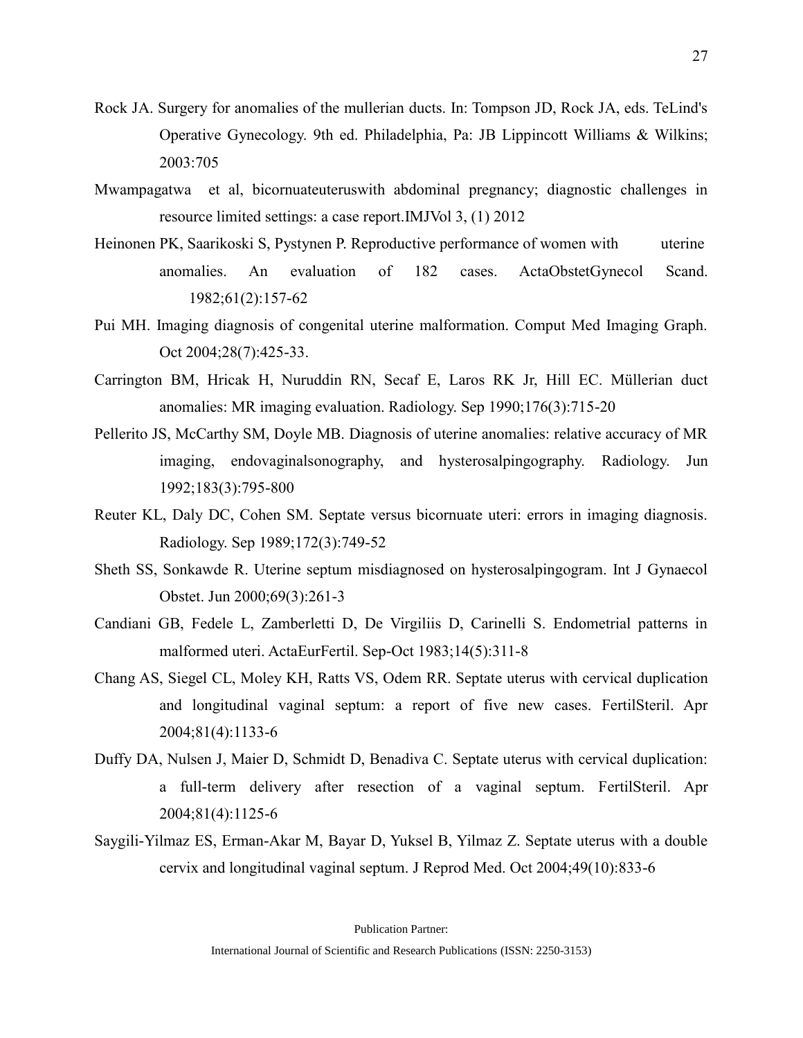Rock JA. Surgery for anomalies of the mullerian ducts. In: Tompson JD, Rock JA, eds. TeLind's Operative Gynecology. 9th ed. Philadelphia, Pa: JB Lippincott Williams & Wilkins; 2003:705

Mwampagatwa et al, bicornuateuteruswith abdominal pregnancy; diagnostic challenges in resource limited settings: a case report.IMJVol 3, (1) 2012

Heinonen PK, Saarikoski S, Pystynen P. Reproductive performance of women with uterine anomalies. An evaluation of 182 cases. ActaObstetGynecol Scand. 1982;61(2):157-62

Pui MH. Imaging diagnosis of congenital uterine malformation. Comput Med Imaging Graph. Oct 2004;28(7):425-33.

Carrington BM, Hricak H, Nuruddin RN, Secaf E, Laros RK Jr, Hill EC. Müllerian duct anomalies: MR imaging evaluation. Radiology. Sep 1990;176(3):715-20

Pellerito JS, McCarthy SM, Doyle MB. Diagnosis of uterine anomalies: relative accuracy of MR imaging, endovaginalsonography, and hysterosalpingography. Radiology. Jun 1992;183(3):795-800

Reuter KL, Daly DC, Cohen SM. Septate versus bicornuate uteri: errors in imaging diagnosis. Radiology. Sep 1989;172(3):749-52

Sheth SS, Sonkawde R. Uterine septum misdiagnosed on hysterosalpingogram. Int J Gynaecol Obstet. Jun 2000;69(3):261-3

Candiani GB, Fedele L, Zamberletti D, De Virgiliis D, Carinelli S. Endometrial patterns in malformed uteri. ActaEurFertil. Sep-Oct 1983;14(5):311-8

Chang AS, Siegel CL, Moley KH, Ratts VS, Odem RR. Septate uterus with cervical duplication and longitudinal vaginal septum: a report of five new cases. FertilSteril. Apr 2004;81(4):1133-6

Duffy DA, Nulsen J, Maier D, Schmidt D, Benadiva C. Septate uterus with cervical duplication: a full-term delivery after resection of a vaginal septum. FertilSteril. Apr 2004;81(4):1125-6

Saygili-Yilmaz ES, Erman-Akar M, Bayar D, Yuksel B, Yilmaz Z. Septate uterus with a double cervix and longitudinal vaginal septum. J Reprod Med. Oct 2004;49(10):833-6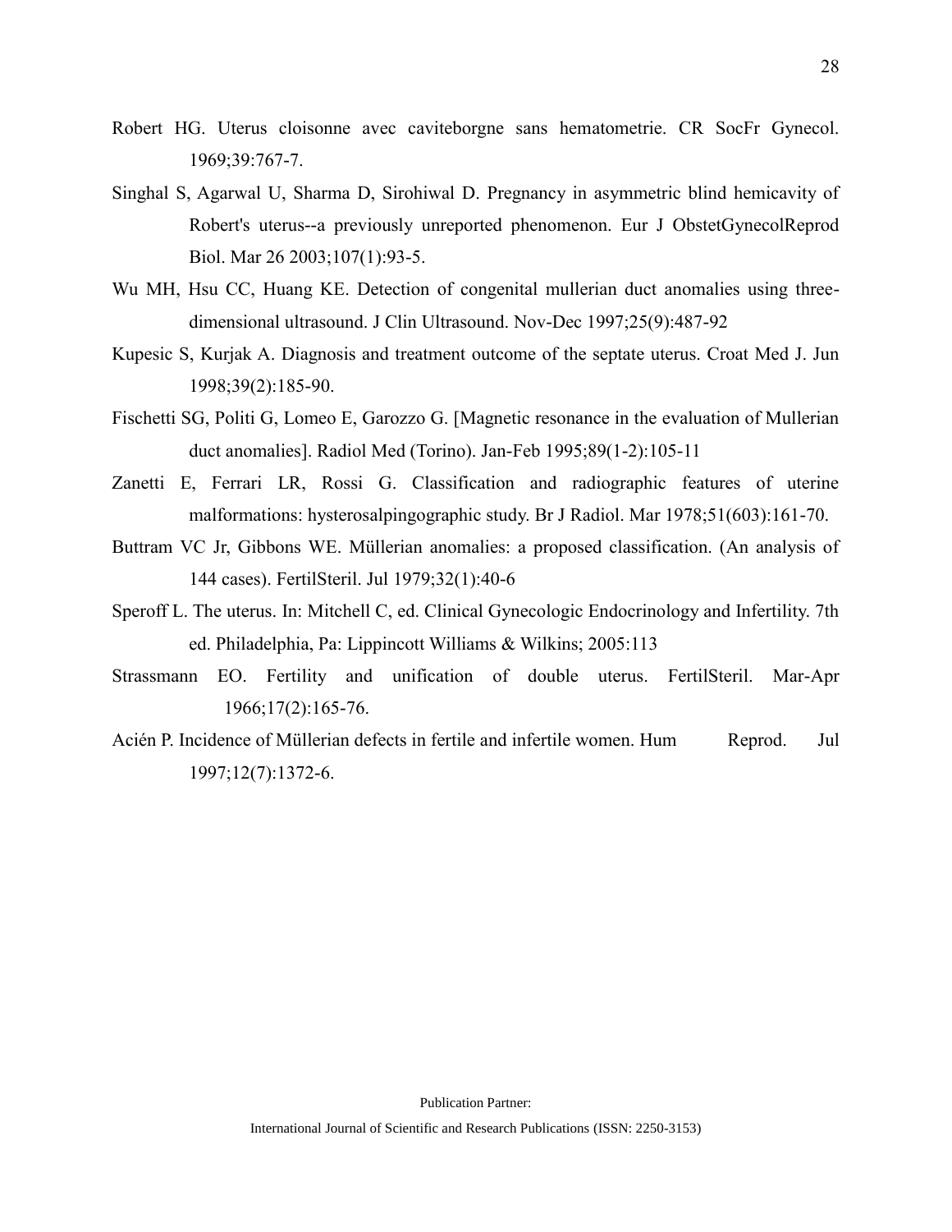Robert HG. Uterus cloisonne avec caviteborgne sans hematometrie. CR SocFr Gynecol. 1969;39:767-7.

Singhal S, Agarwal U, Sharma D, Sirohiwal D. Pregnancy in asymmetric blind hemicavity of Robert's uterus--a previously unreported phenomenon. Eur J ObstetGynecolReprod Biol. Mar 26 2003;107(1):93-5.

Wu MH, Hsu CC, Huang KE. Detection of congenital mullerian duct anomalies using three-dimensional ultrasound. J Clin Ultrasound. Nov-Dec 1997;25(9):487-92

Kupesic S, Kurjak A. Diagnosis and treatment outcome of the septate uterus. Croat Med J. Jun 1998;39(2):185-90.

Fischetti SG, Politi G, Lomeo E, Garozzo G. [Magnetic resonance in the evaluation of Mullerian duct anomalies]. Radiol Med (Torino). Jan-Feb 1995;89(1-2):105-11

Zanetti E, Ferrari LR, Rossi G. Classification and radiographic features of uterine malformations: hysterosalpingographic study. Br J Radiol. Mar 1978;51(603):161-70.

Buttram VC Jr, Gibbons WE. Müllerian anomalies: a proposed classification. (An analysis of 144 cases). FertilSteril. Jul 1979;32(1):40-6

Speroff L. The uterus. In: Mitchell C, ed. Clinical Gynecologic Endocrinology and Infertility. 7th ed. Philadelphia, Pa: Lippincott Williams & Wilkins; 2005:113

Strassmann EO. Fertility and unification of double uterus. FertilSteril. Mar-Apr 1966;17(2):165-76.

Acién P. Incidence of Müllerian defects in fertile and infertile women. Hum Reprod. Jul 1997;12(7):1372-6.